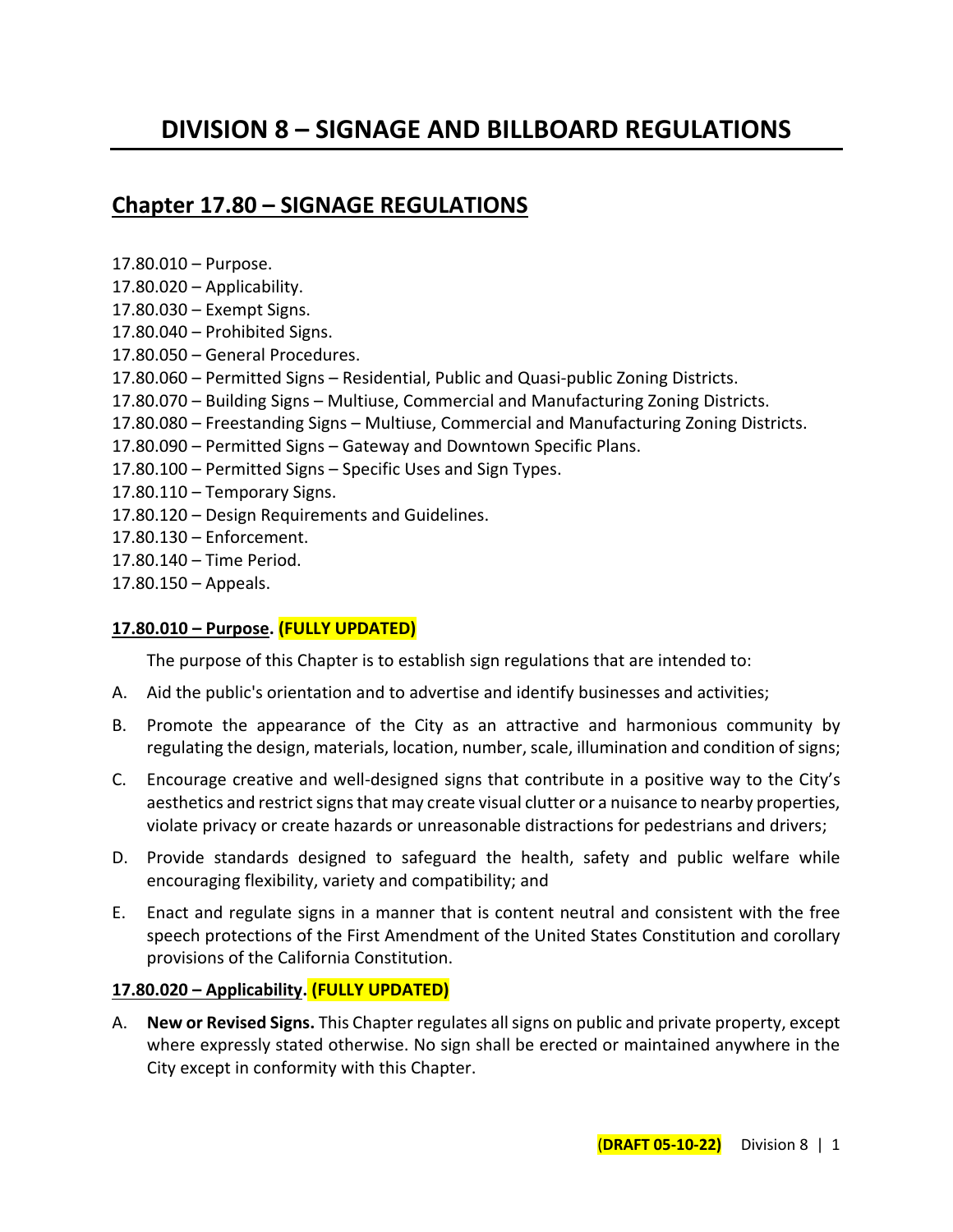# DIVISION 8 – SIGNAGE AND BILLBOARD REGULATIONS

## Chapter 17.80 – SIGNAGE REGULATIONS

17.80.010 – Purpose.
17.80.020 – Applicability.
17.80.030 – Exempt Signs.
17.80.040 – Prohibited Signs.
17.80.050 – General Procedures.
17.80.060 – Permitted Signs – Residential, Public and Quasi-public Zoning Districts.
17.80.070 – Building Signs – Multiuse, Commercial and Manufacturing Zoning Districts.
17.80.080 – Freestanding Signs – Multiuse, Commercial and Manufacturing Zoning Districts.
17.80.090 – Permitted Signs – Gateway and Downtown Specific Plans.
17.80.100 – Permitted Signs – Specific Uses and Sign Types.
17.80.110 – Temporary Signs.
17.80.120 – Design Requirements and Guidelines.
17.80.130 – Enforcement.
17.80.140 – Time Period.
17.80.150 – Appeals.

### 17.80.010 – Purpose. (FULLY UPDATED)

The purpose of this Chapter is to establish sign regulations that are intended to:

A. Aid the public's orientation and to advertise and identify businesses and activities;

B. Promote the appearance of the City as an attractive and harmonious community by regulating the design, materials, location, number, scale, illumination and condition of signs;

C. Encourage creative and well-designed signs that contribute in a positive way to the City's aesthetics and restrict signs that may create visual clutter or a nuisance to nearby properties, violate privacy or create hazards or unreasonable distractions for pedestrians and drivers;

D. Provide standards designed to safeguard the health, safety and public welfare while encouraging flexibility, variety and compatibility; and

E. Enact and regulate signs in a manner that is content neutral and consistent with the free speech protections of the First Amendment of the United States Constitution and corollary provisions of the California Constitution.

### 17.80.020 – Applicability. (FULLY UPDATED)

A. **New or Revised Signs.** This Chapter regulates all signs on public and private property, except where expressly stated otherwise. No sign shall be erected or maintained anywhere in the City except in conformity with this Chapter.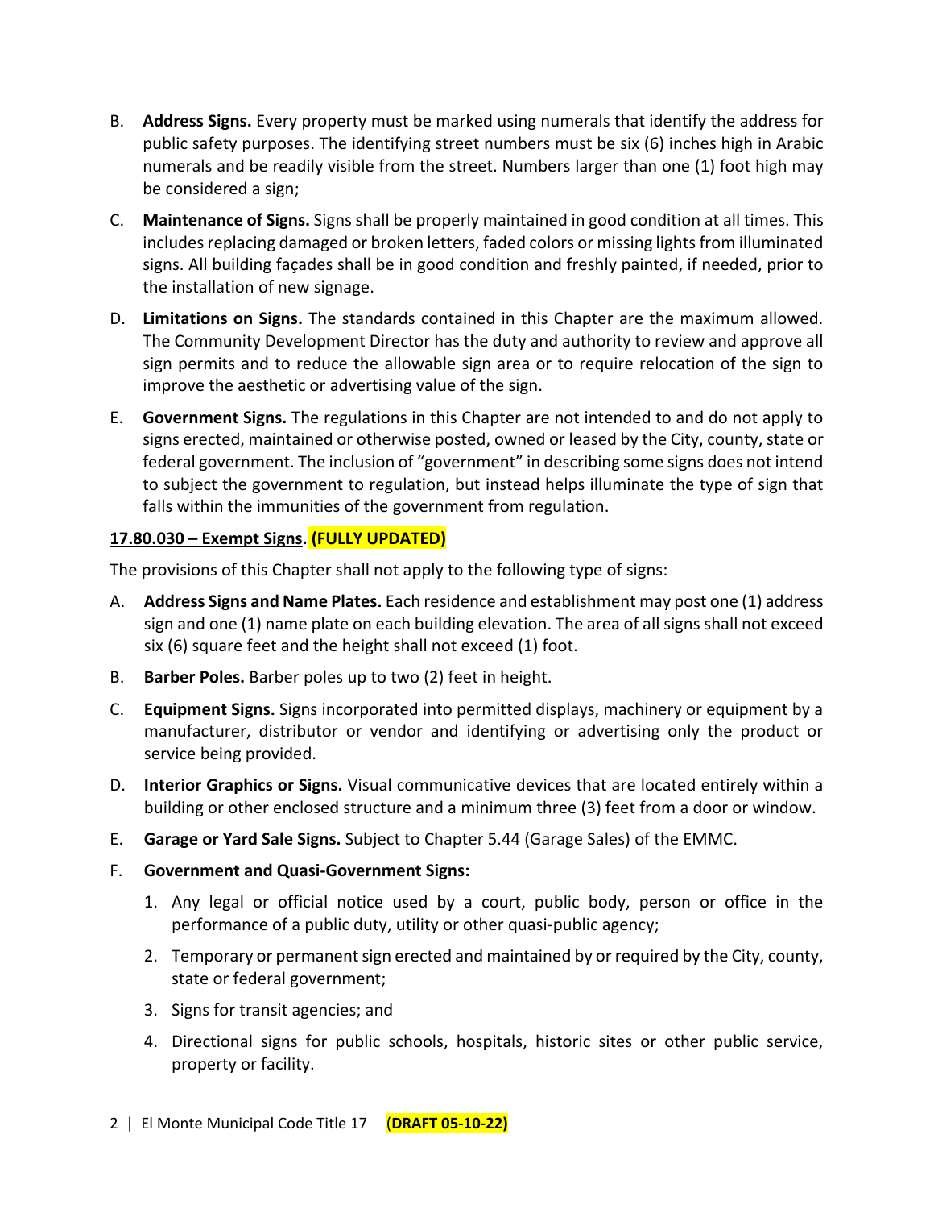B. **Address Signs.** Every property must be marked using numerals that identify the address for public safety purposes. The identifying street numbers must be six (6) inches high in Arabic numerals and be readily visible from the street. Numbers larger than one (1) foot high may be considered a sign;

C. **Maintenance of Signs.** Signs shall be properly maintained in good condition at all times. This includes replacing damaged or broken letters, faded colors or missing lights from illuminated signs. All building façades shall be in good condition and freshly painted, if needed, prior to the installation of new signage.

D. **Limitations on Signs.** The standards contained in this Chapter are the maximum allowed. The Community Development Director has the duty and authority to review and approve all sign permits and to reduce the allowable sign area or to require relocation of the sign to improve the aesthetic or advertising value of the sign.

E. **Government Signs.** The regulations in this Chapter are not intended to and do not apply to signs erected, maintained or otherwise posted, owned or leased by the City, county, state or federal government. The inclusion of "government" in describing some signs does not intend to subject the government to regulation, but instead helps illuminate the type of sign that falls within the immunities of the government from regulation.

**17.80.030 – Exempt Signs. (FULLY UPDATED)**

The provisions of this Chapter shall not apply to the following type of signs:

A. **Address Signs and Name Plates.** Each residence and establishment may post one (1) address sign and one (1) name plate on each building elevation. The area of all signs shall not exceed six (6) square feet and the height shall not exceed (1) foot.

B. **Barber Poles.** Barber poles up to two (2) feet in height.

C. **Equipment Signs.** Signs incorporated into permitted displays, machinery or equipment by a manufacturer, distributor or vendor and identifying or advertising only the product or service being provided.

D. **Interior Graphics or Signs.** Visual communicative devices that are located entirely within a building or other enclosed structure and a minimum three (3) feet from a door or window.

E. **Garage or Yard Sale Signs.** Subject to Chapter 5.44 (Garage Sales) of the EMMC.

F. **Government and Quasi-Government Signs:**

1. Any legal or official notice used by a court, public body, person or office in the performance of a public duty, utility or other quasi-public agency;
2. Temporary or permanent sign erected and maintained by or required by the City, county, state or federal government;
3. Signs for transit agencies; and
4. Directional signs for public schools, hospitals, historic sites or other public service, property or facility.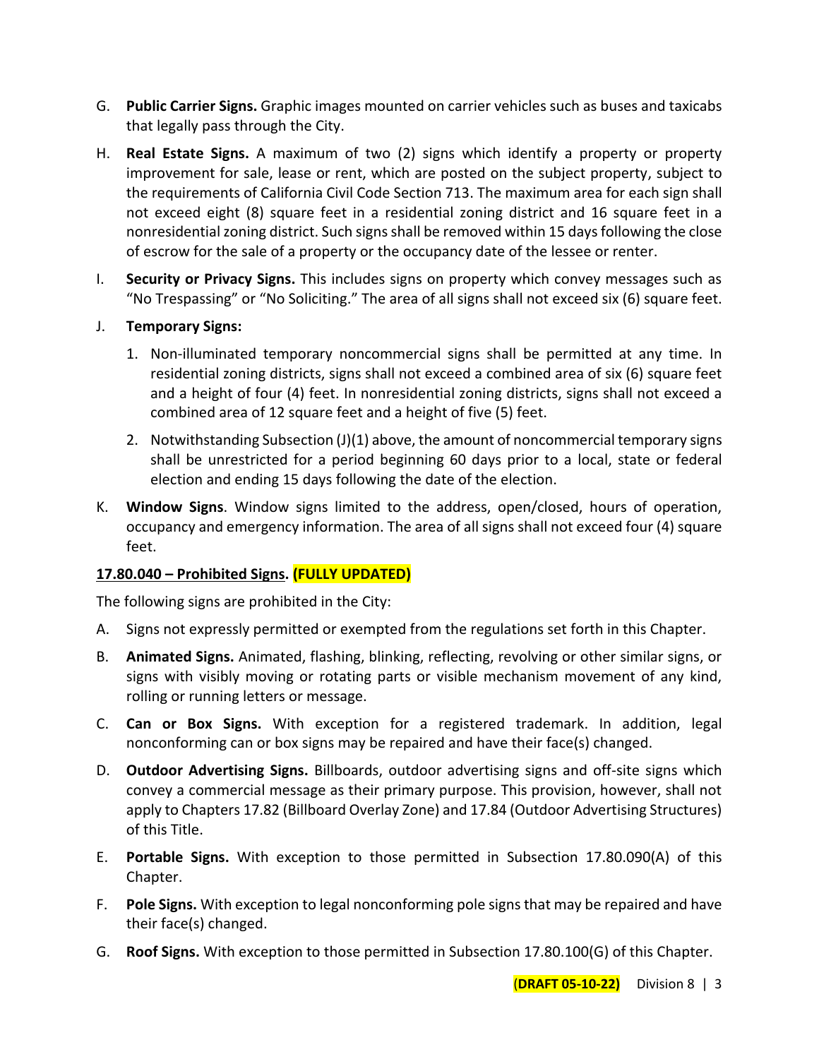G. **Public Carrier Signs.** Graphic images mounted on carrier vehicles such as buses and taxicabs that legally pass through the City.

H. **Real Estate Signs.** A maximum of two (2) signs which identify a property or property improvement for sale, lease or rent, which are posted on the subject property, subject to the requirements of California Civil Code Section 713. The maximum area for each sign shall not exceed eight (8) square feet in a residential zoning district and 16 square feet in a nonresidential zoning district. Such signs shall be removed within 15 days following the close of escrow for the sale of a property or the occupancy date of the lessee or renter.

I. **Security or Privacy Signs.** This includes signs on property which convey messages such as "No Trespassing" or "No Soliciting." The area of all signs shall not exceed six (6) square feet.

J. **Temporary Signs:**

   1. Non-illuminated temporary noncommercial signs shall be permitted at any time. In residential zoning districts, signs shall not exceed a combined area of six (6) square feet and a height of four (4) feet. In nonresidential zoning districts, signs shall not exceed a combined area of 12 square feet and a height of five (5) feet.

   2. Notwithstanding Subsection (J)(1) above, the amount of noncommercial temporary signs shall be unrestricted for a period beginning 60 days prior to a local, state or federal election and ending 15 days following the date of the election.

K. **Window Signs**. Window signs limited to the address, open/closed, hours of operation, occupancy and emergency information. The area of all signs shall not exceed four (4) square feet.

**17.80.040 – Prohibited Signs. (FULLY UPDATED)**

The following signs are prohibited in the City:

A. Signs not expressly permitted or exempted from the regulations set forth in this Chapter.

B. **Animated Signs.** Animated, flashing, blinking, reflecting, revolving or other similar signs, or signs with visibly moving or rotating parts or visible mechanism movement of any kind, rolling or running letters or message.

C. **Can or Box Signs.** With exception for a registered trademark. In addition, legal nonconforming can or box signs may be repaired and have their face(s) changed.

D. **Outdoor Advertising Signs.** Billboards, outdoor advertising signs and off-site signs which convey a commercial message as their primary purpose. This provision, however, shall not apply to Chapters 17.82 (Billboard Overlay Zone) and 17.84 (Outdoor Advertising Structures) of this Title.

E. **Portable Signs.** With exception to those permitted in Subsection 17.80.090(A) of this Chapter.

F. **Pole Signs.** With exception to legal nonconforming pole signs that may be repaired and have their face(s) changed.

G. **Roof Signs.** With exception to those permitted in Subsection 17.80.100(G) of this Chapter.

(**DRAFT 05-10-22)**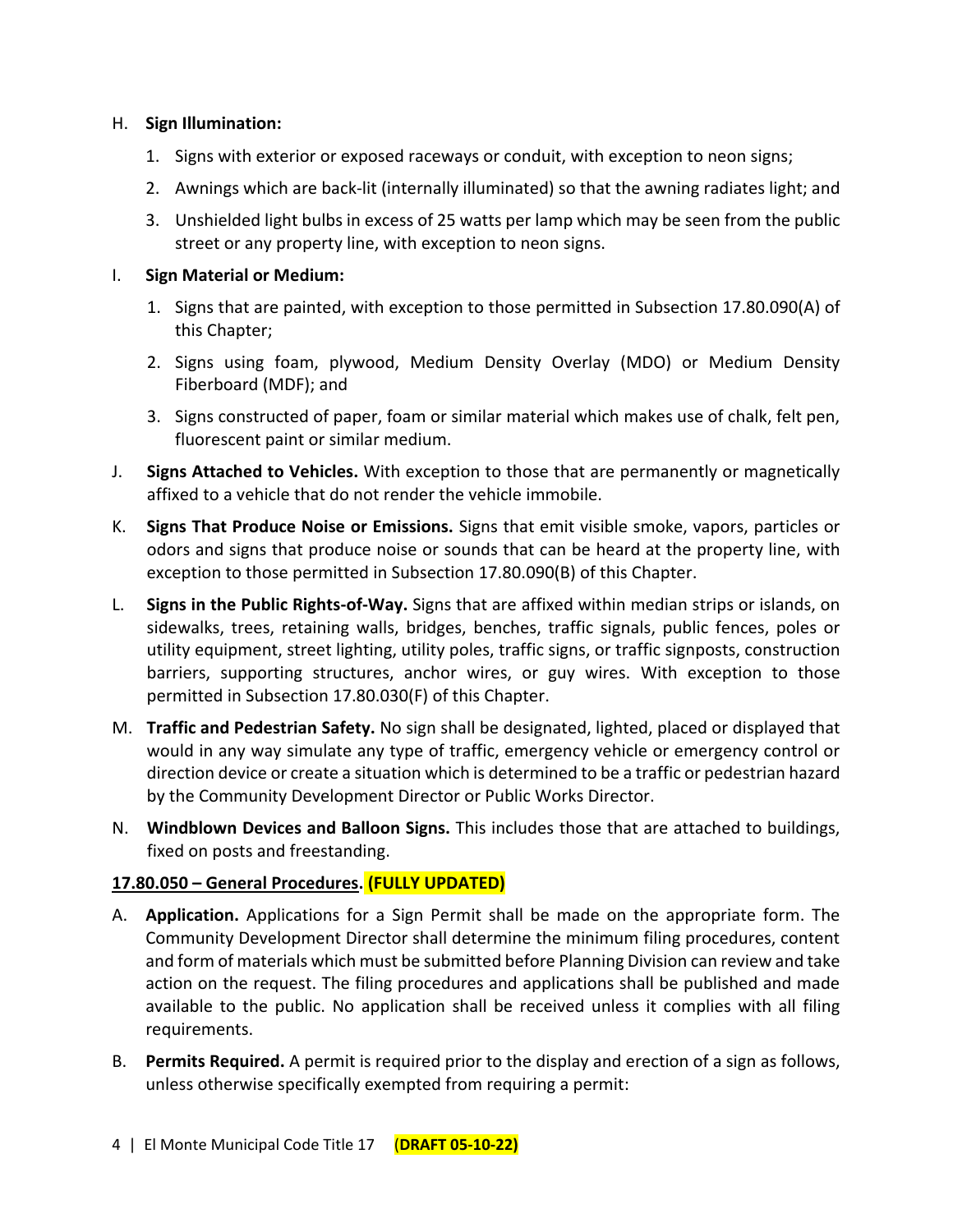H. **Sign Illumination:**

   1. Signs with exterior or exposed raceways or conduit, with exception to neon signs;

   2. Awnings which are back-lit (internally illuminated) so that the awning radiates light; and

   3. Unshielded light bulbs in excess of 25 watts per lamp which may be seen from the public street or any property line, with exception to neon signs.

I. **Sign Material or Medium:**

   1. Signs that are painted, with exception to those permitted in Subsection 17.80.090(A) of this Chapter;

   2. Signs using foam, plywood, Medium Density Overlay (MDO) or Medium Density Fiberboard (MDF); and

   3. Signs constructed of paper, foam or similar material which makes use of chalk, felt pen, fluorescent paint or similar medium.

J. **Signs Attached to Vehicles.** With exception to those that are permanently or magnetically affixed to a vehicle that do not render the vehicle immobile.

K. **Signs That Produce Noise or Emissions.** Signs that emit visible smoke, vapors, particles or odors and signs that produce noise or sounds that can be heard at the property line, with exception to those permitted in Subsection 17.80.090(B) of this Chapter.

L. **Signs in the Public Rights-of-Way.** Signs that are affixed within median strips or islands, on sidewalks, trees, retaining walls, bridges, benches, traffic signals, public fences, poles or utility equipment, street lighting, utility poles, traffic signs, or traffic signposts, construction barriers, supporting structures, anchor wires, or guy wires. With exception to those permitted in Subsection 17.80.030(F) of this Chapter.

M. **Traffic and Pedestrian Safety.** No sign shall be designated, lighted, placed or displayed that would in any way simulate any type of traffic, emergency vehicle or emergency control or direction device or create a situation which is determined to be a traffic or pedestrian hazard by the Community Development Director or Public Works Director.

N. **Windblown Devices and Balloon Signs.** This includes those that are attached to buildings, fixed on posts and freestanding.

**17.80.050 – General Procedures. (FULLY UPDATED)**

A. **Application.** Applications for a Sign Permit shall be made on the appropriate form. The Community Development Director shall determine the minimum filing procedures, content and form of materials which must be submitted before Planning Division can review and take action on the request. The filing procedures and applications shall be published and made available to the public. No application shall be received unless it complies with all filing requirements.

B. **Permits Required.** A permit is required prior to the display and erection of a sign as follows, unless otherwise specifically exempted from requiring a permit: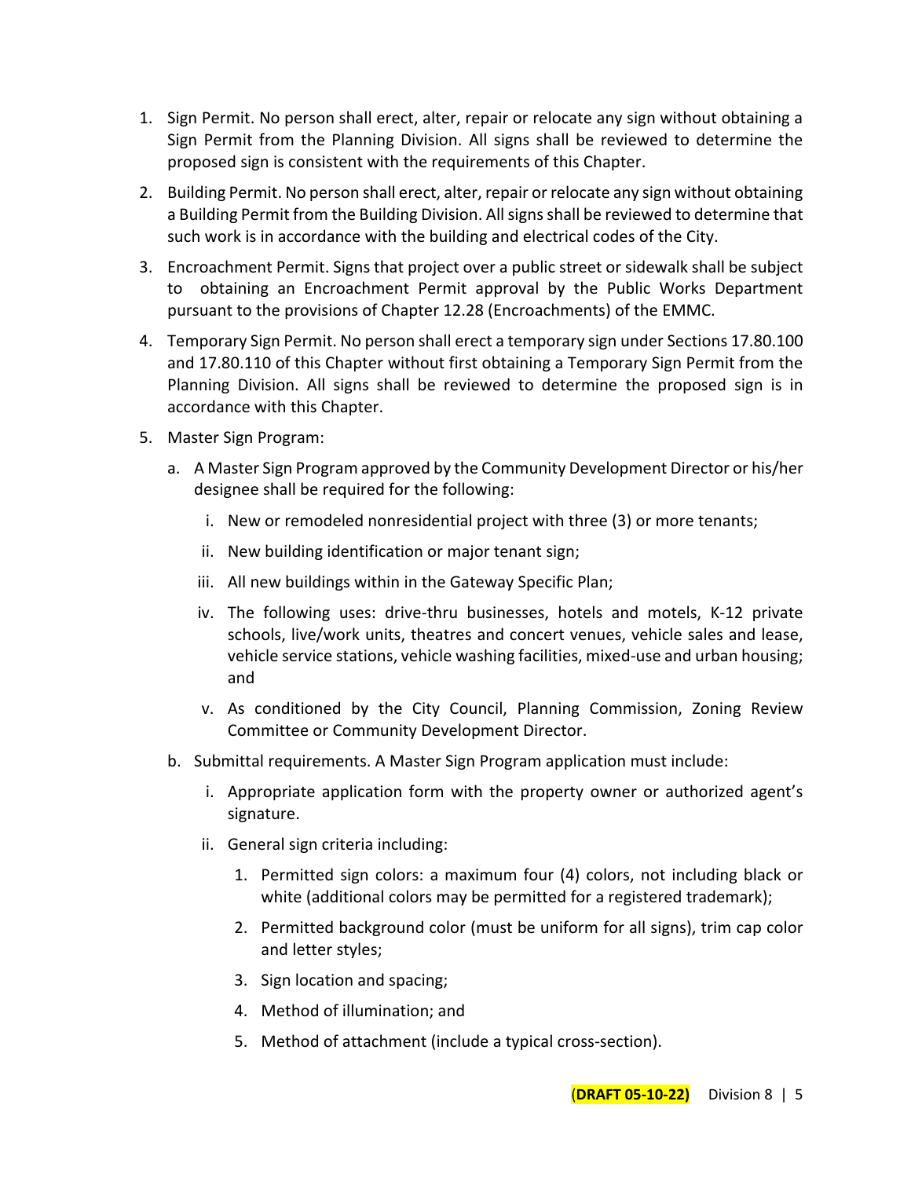1. Sign Permit. No person shall erect, alter, repair or relocate any sign without obtaining a Sign Permit from the Planning Division. All signs shall be reviewed to determine the proposed sign is consistent with the requirements of this Chapter.

2. Building Permit. No person shall erect, alter, repair or relocate any sign without obtaining a Building Permit from the Building Division. All signs shall be reviewed to determine that such work is in accordance with the building and electrical codes of the City.

3. Encroachment Permit. Signs that project over a public street or sidewalk shall be subject to obtaining an Encroachment Permit approval by the Public Works Department pursuant to the provisions of Chapter 12.28 (Encroachments) of the EMMC.

4. Temporary Sign Permit. No person shall erect a temporary sign under Sections 17.80.100 and 17.80.110 of this Chapter without first obtaining a Temporary Sign Permit from the Planning Division. All signs shall be reviewed to determine the proposed sign is in accordance with this Chapter.

5. Master Sign Program:

   a. A Master Sign Program approved by the Community Development Director or his/her designee shall be required for the following:

      i. New or remodeled nonresidential project with three (3) or more tenants;

      ii. New building identification or major tenant sign;

      iii. All new buildings within in the Gateway Specific Plan;

      iv. The following uses: drive-thru businesses, hotels and motels, K-12 private schools, live/work units, theatres and concert venues, vehicle sales and lease, vehicle service stations, vehicle washing facilities, mixed-use and urban housing; and

      v. As conditioned by the City Council, Planning Commission, Zoning Review Committee or Community Development Director.

   b. Submittal requirements. A Master Sign Program application must include:

      i. Appropriate application form with the property owner or authorized agent's signature.

      ii. General sign criteria including:

         1. Permitted sign colors: a maximum four (4) colors, not including black or white (additional colors may be permitted for a registered trademark);

         2. Permitted background color (must be uniform for all signs), trim cap color and letter styles;

         3. Sign location and spacing;

         4. Method of illumination; and

         5. Method of attachment (include a typical cross-section).

**(DRAFT 05-10-22)**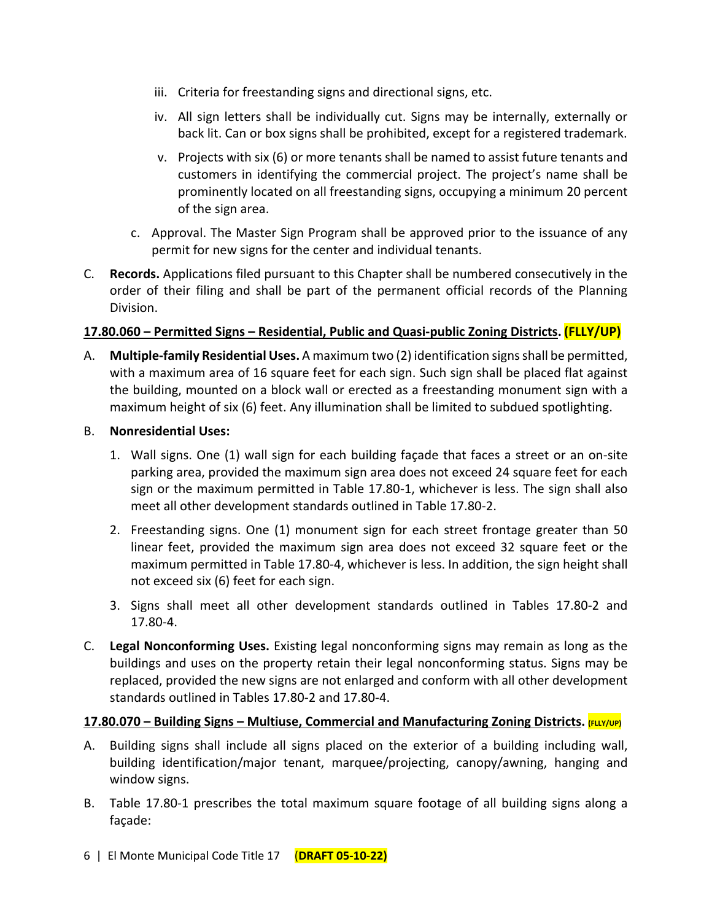iii. Criteria for freestanding signs and directional signs, etc.

iv. All sign letters shall be individually cut. Signs may be internally, externally or back lit. Can or box signs shall be prohibited, except for a registered trademark.

v. Projects with six (6) or more tenants shall be named to assist future tenants and customers in identifying the commercial project. The project's name shall be prominently located on all freestanding signs, occupying a minimum 20 percent of the sign area.

c. Approval. The Master Sign Program shall be approved prior to the issuance of any permit for new signs for the center and individual tenants.

C. **Records.** Applications filed pursuant to this Chapter shall be numbered consecutively in the order of their filing and shall be part of the permanent official records of the Planning Division.

**17.80.060 – Permitted Signs – Residential, Public and Quasi-public Zoning Districts. (FLLY/UP)**

A. **Multiple-family Residential Uses.** A maximum two (2) identification signs shall be permitted, with a maximum area of 16 square feet for each sign. Such sign shall be placed flat against the building, mounted on a block wall or erected as a freestanding monument sign with a maximum height of six (6) feet. Any illumination shall be limited to subdued spotlighting.

B. **Nonresidential Uses:**

1. Wall signs. One (1) wall sign for each building façade that faces a street or an on-site parking area, provided the maximum sign area does not exceed 24 square feet for each sign or the maximum permitted in Table 17.80-1, whichever is less. The sign shall also meet all other development standards outlined in Table 17.80-2.

2. Freestanding signs. One (1) monument sign for each street frontage greater than 50 linear feet, provided the maximum sign area does not exceed 32 square feet or the maximum permitted in Table 17.80-4, whichever is less. In addition, the sign height shall not exceed six (6) feet for each sign.

3. Signs shall meet all other development standards outlined in Tables 17.80-2 and 17.80-4.

C. **Legal Nonconforming Uses.** Existing legal nonconforming signs may remain as long as the buildings and uses on the property retain their legal nonconforming status. Signs may be replaced, provided the new signs are not enlarged and conform with all other development standards outlined in Tables 17.80-2 and 17.80-4.

**17.80.070 – Building Signs – Multiuse, Commercial and Manufacturing Zoning Districts. (FLLY/UP)**

A. Building signs shall include all signs placed on the exterior of a building including wall, building identification/major tenant, marquee/projecting, canopy/awning, hanging and window signs.

B. Table 17.80-1 prescribes the total maximum square footage of all building signs along a façade: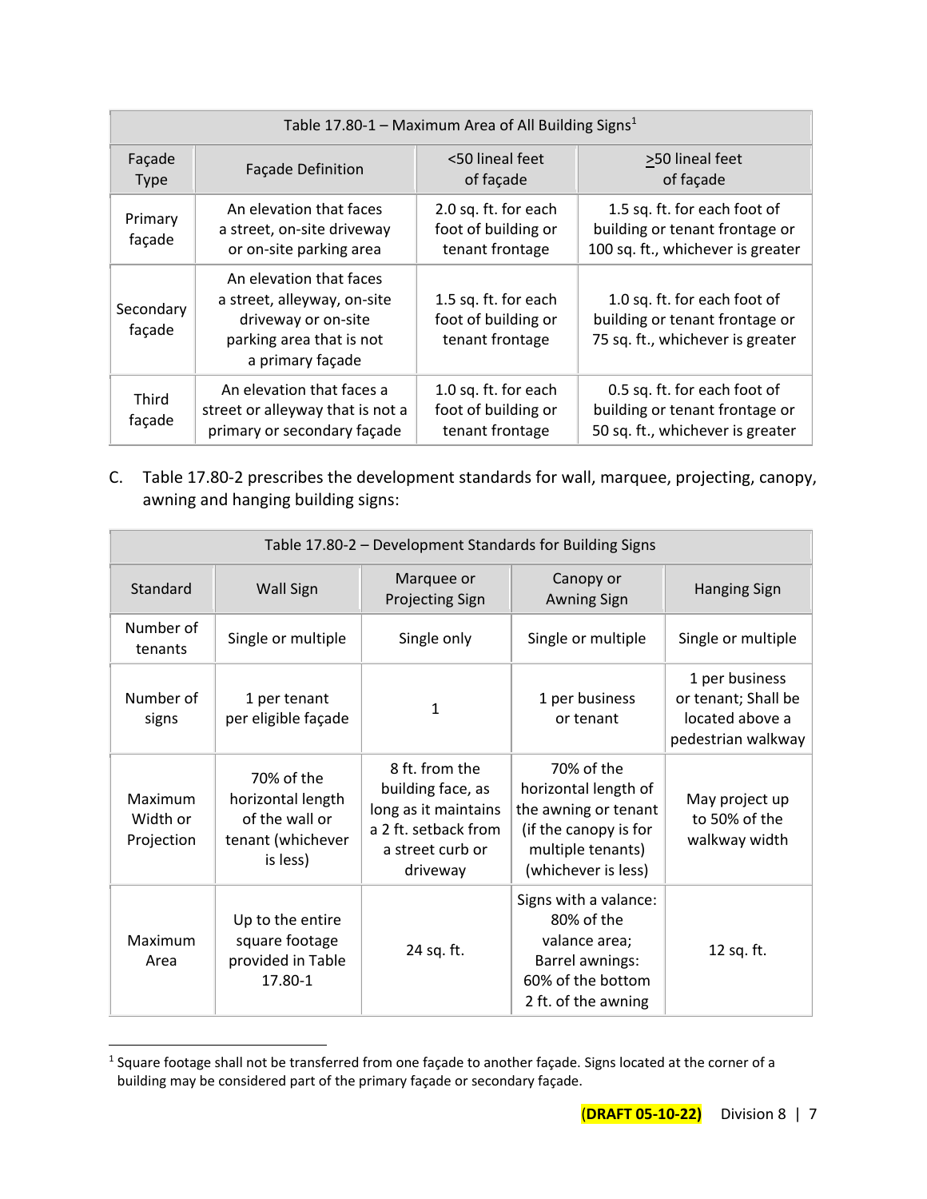| Table 17.80-1 – Maximum Area of All Building Signs[1] | | | |
|---|---|---|---|
| Façade Type | Façade Definition | <50 lineal feet of façade | >50 lineal feet of façade |
| Primary façade | An elevation that faces a street, on-site driveway or on-site parking area | 2.0 sq. ft. for each foot of building or tenant frontage | 1.5 sq. ft. for each foot of building or tenant frontage or 100 sq. ft., whichever is greater |
| Secondary façade | An elevation that faces a street, alleyway, on-site driveway or on-site parking area that is not a primary façade | 1.5 sq. ft. for each foot of building or tenant frontage | 1.0 sq. ft. for each foot of building or tenant frontage or 75 sq. ft., whichever is greater |
| Third façade | An elevation that faces a street or alleyway that is not a primary or secondary façade | 1.0 sq. ft. for each foot of building or tenant frontage | 0.5 sq. ft. for each foot of building or tenant frontage or 50 sq. ft., whichever is greater |

C. Table 17.80-2 prescribes the development standards for wall, marquee, projecting, canopy, awning and hanging building signs:

| Table 17.80-2 – Development Standards for Building Signs | | | | |
|---|---|---|---|---|
| Standard | Wall Sign | Marquee or Projecting Sign | Canopy or Awning Sign | Hanging Sign |
| Number of tenants | Single or multiple | Single only | Single or multiple | Single or multiple |
| Number of signs | 1 per tenant per eligible façade | 1 | 1 per business or tenant | 1 per business or tenant; Shall be located above a pedestrian walkway |
| Maximum Width or Projection | 70% of the horizontal length of the wall or tenant (whichever is less) | 8 ft. from the building face, as long as it maintains a 2 ft. setback from a street curb or driveway | 70% of the horizontal length of the awning or tenant (if the canopy is for multiple tenants) (whichever is less) | May project up to 50% of the walkway width |
| Maximum Area | Up to the entire square footage provided in Table 17.80-1 | 24 sq. ft. | Signs with a valance: 80% of the valance area; Barrel awnings: 60% of the bottom 2 ft. of the awning | 12 sq. ft. |

[1] Square footage shall not be transferred from one façade to another façade. Signs located at the corner of a building may be considered part of the primary façade or secondary façade.

(DRAFT 05-10-22)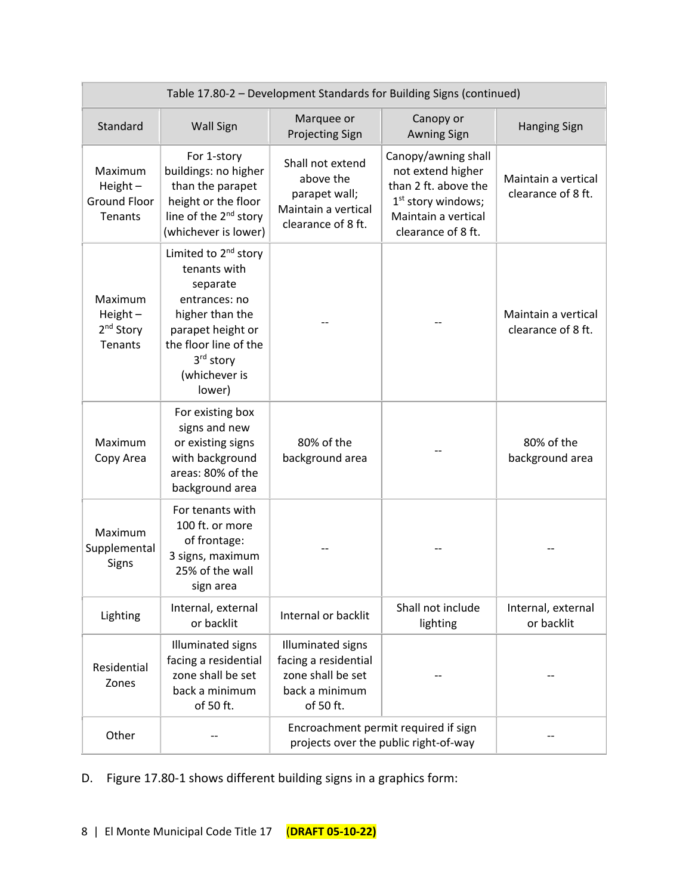| Table 17.80-2 – Development Standards for Building Signs (continued) | | | | |
|---|---|---|---|---|
| Standard | Wall Sign | Marquee or Projecting Sign | Canopy or Awning Sign | Hanging Sign |
| Maximum Height – Ground Floor Tenants | For 1-story buildings: no higher than the parapet height or the floor line of the 2nd story (whichever is lower) | Shall not extend above the parapet wall; Maintain a vertical clearance of 8 ft. | Canopy/awning shall not extend higher than 2 ft. above the 1st story windows; Maintain a vertical clearance of 8 ft. | Maintain a vertical clearance of 8 ft. |
| Maximum Height – 2nd Story Tenants | Limited to 2nd story tenants with separate entrances: no higher than the parapet height or the floor line of the 3rd story (whichever is lower) | -- | -- | Maintain a vertical clearance of 8 ft. |
| Maximum Copy Area | For existing box signs and new or existing signs with background areas: 80% of the background area | 80% of the background area | -- | 80% of the background area |
| Maximum Supplemental Signs | For tenants with 100 ft. or more of frontage: 3 signs, maximum 25% of the wall sign area | -- | -- | -- |
| Lighting | Internal, external or backlit | Internal or backlit | Shall not include lighting | Internal, external or backlit |
| Residential Zones | Illuminated signs facing a residential zone shall be set back a minimum of 50 ft. | Illuminated signs facing a residential zone shall be set back a minimum of 50 ft. | -- | -- |
| Other | -- | Encroachment permit required if sign projects over the public right-of-way | | -- |

D. Figure 17.80-1 shows different building signs in a graphics form: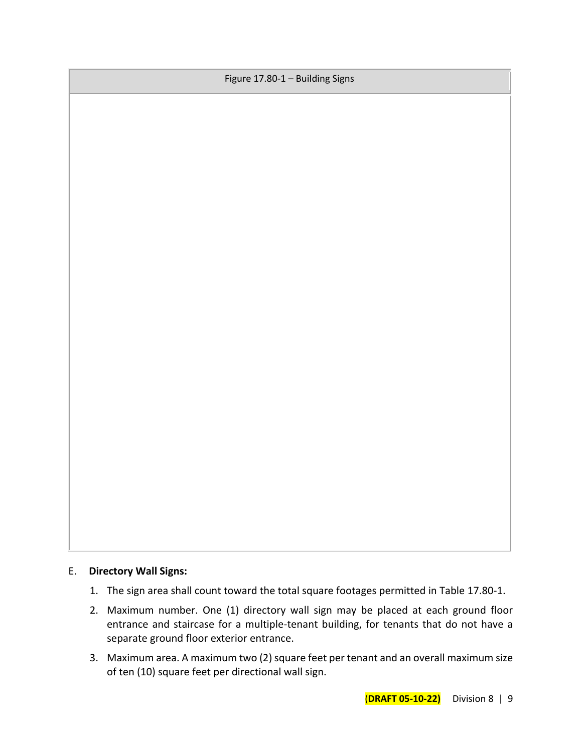Figure 17.80-1 – Building Signs

E. **Directory Wall Signs:**

1. The sign area shall count toward the total square footages permitted in Table 17.80-1.
2. Maximum number. One (1) directory wall sign may be placed at each ground floor entrance and staircase for a multiple-tenant building, for tenants that do not have a separate ground floor exterior entrance.
3. Maximum area. A maximum two (2) square feet per tenant and an overall maximum size of ten (10) square feet per directional wall sign.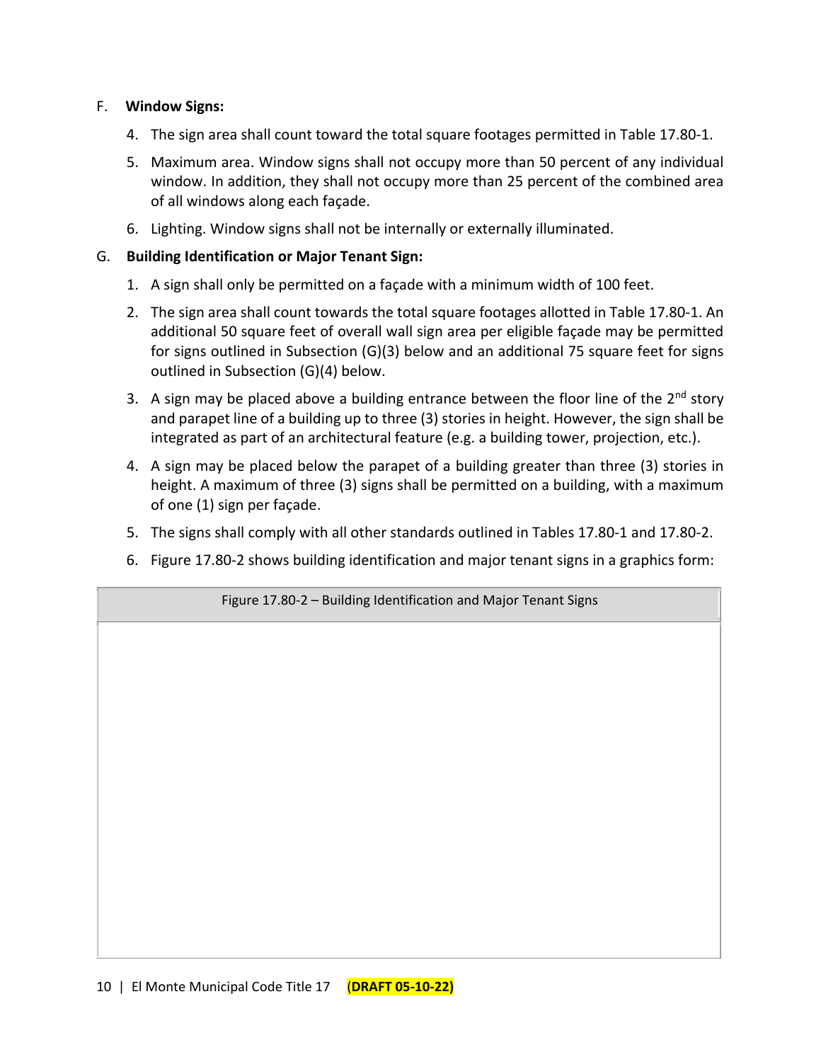F. **Window Signs:**

4. The sign area shall count toward the total square footages permitted in Table 17.80-1.
5. Maximum area. Window signs shall not occupy more than 50 percent of any individual window. In addition, they shall not occupy more than 25 percent of the combined area of all windows along each façade.
6. Lighting. Window signs shall not be internally or externally illuminated.

G. **Building Identification or Major Tenant Sign:**

1. A sign shall only be permitted on a façade with a minimum width of 100 feet.
2. The sign area shall count towards the total square footages allotted in Table 17.80-1. An additional 50 square feet of overall wall sign area per eligible façade may be permitted for signs outlined in Subsection (G)(3) below and an additional 75 square feet for signs outlined in Subsection (G)(4) below.
3. A sign may be placed above a building entrance between the floor line of the 2nd story and parapet line of a building up to three (3) stories in height. However, the sign shall be integrated as part of an architectural feature (e.g. a building tower, projection, etc.).
4. A sign may be placed below the parapet of a building greater than three (3) stories in height. A maximum of three (3) signs shall be permitted on a building, with a maximum of one (1) sign per façade.
5. The signs shall comply with all other standards outlined in Tables 17.80-1 and 17.80-2.
6. Figure 17.80-2 shows building identification and major tenant signs in a graphics form:

| Figure 17.80-2 – Building Identification and Major Tenant Signs |
| --- |
| |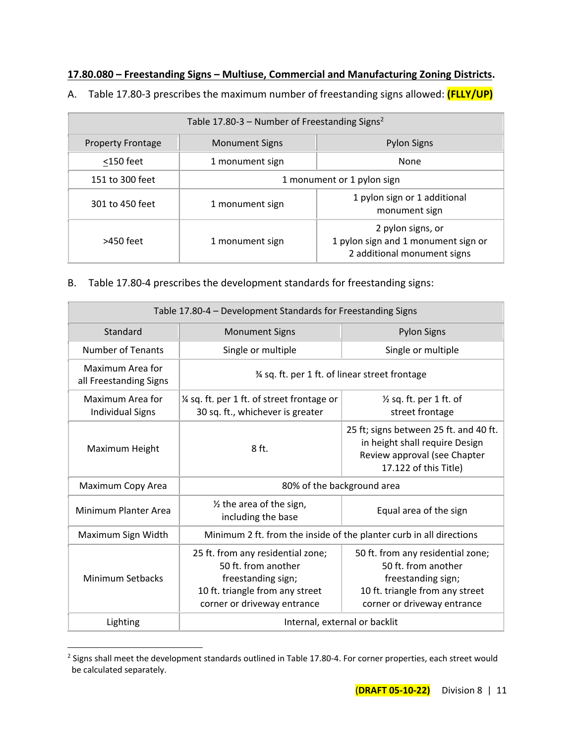## 17.80.080 – Freestanding Signs – Multiuse, Commercial and Manufacturing Zoning Districts.

A. Table 17.80-3 prescribes the maximum number of freestanding signs allowed: **(FLLY/UP)**

| Table 17.80-3 – Number of Freestanding Signs[2] | | |
|---|---|---|
| Property Frontage | Monument Signs | Pylon Signs |
| <u><</u>150 feet | 1 monument sign | None |
| 151 to 300 feet | 1 monument or 1 pylon sign | |
| 301 to 450 feet | 1 monument sign | 1 pylon sign or 1 additional monument sign |
| >450 feet | 1 monument sign | 2 pylon signs, or 1 pylon sign and 1 monument sign or 2 additional monument signs |

B. Table 17.80-4 prescribes the development standards for freestanding signs:

| Table 17.80-4 – Development Standards for Freestanding Signs | | |
|---|---|---|
| Standard | Monument Signs | Pylon Signs |
| Number of Tenants | Single or multiple | Single or multiple |
| Maximum Area for all Freestanding Signs | ¾ sq. ft. per 1 ft. of linear street frontage | |
| Maximum Area for Individual Signs | ¼ sq. ft. per 1 ft. of street frontage or 30 sq. ft., whichever is greater | ½ sq. ft. per 1 ft. of street frontage |
| Maximum Height | 8 ft. | 25 ft; signs between 25 ft. and 40 ft. in height shall require Design Review approval (see Chapter 17.122 of this Title) |
| Maximum Copy Area | 80% of the background area | |
| Minimum Planter Area | ½ the area of the sign, including the base | Equal area of the sign |
| Maximum Sign Width | Minimum 2 ft. from the inside of the planter curb in all directions | |
| Minimum Setbacks | 25 ft. from any residential zone; 50 ft. from another freestanding sign; 10 ft. triangle from any street corner or driveway entrance | 50 ft. from any residential zone; 50 ft. from another freestanding sign; 10 ft. triangle from any street corner or driveway entrance |
| Lighting | Internal, external or backlit | |

[2] Signs shall meet the development standards outlined in Table 17.80-4. For corner properties, each street would be calculated separately.

**(DRAFT 05-10-22)** Division 8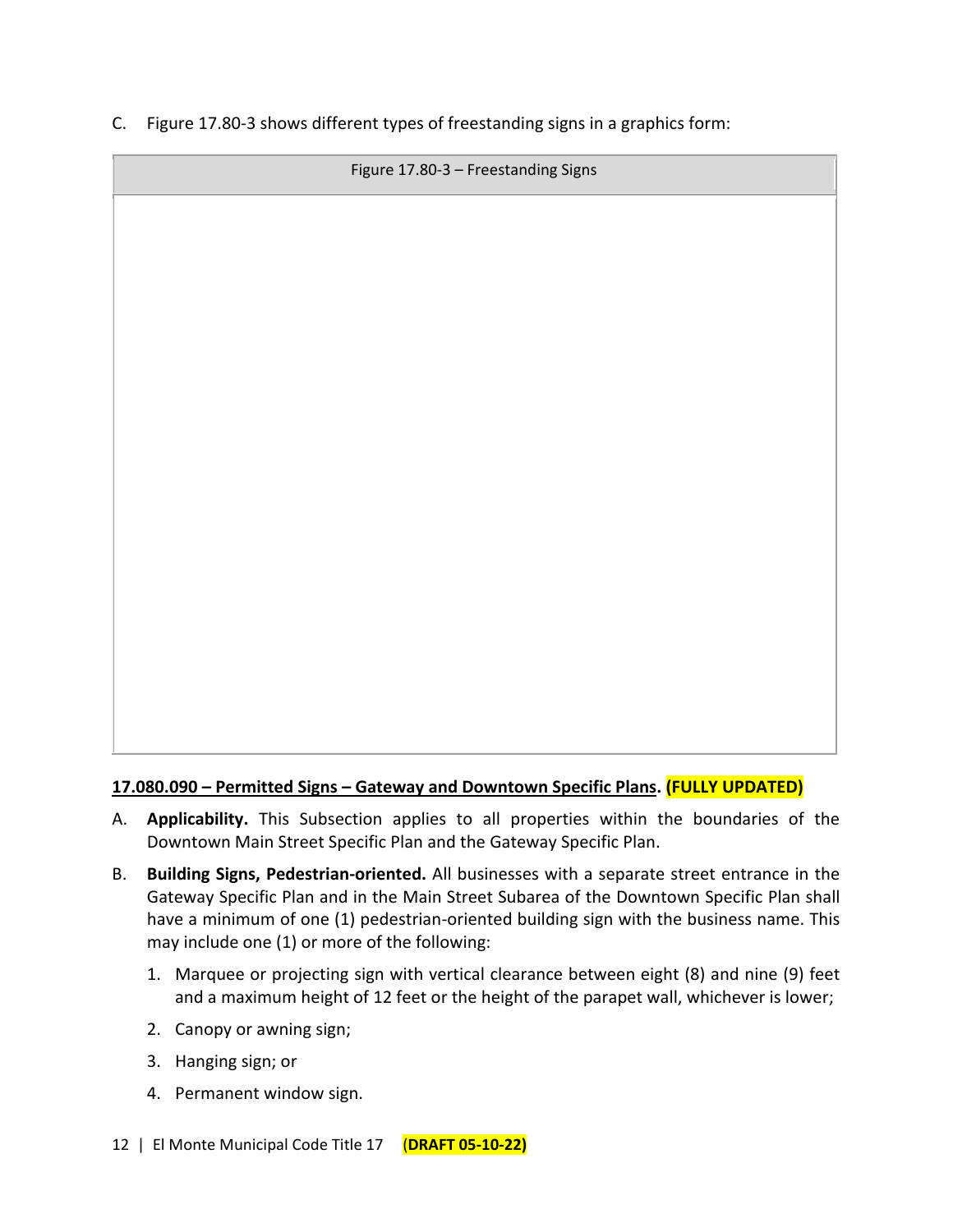C. Figure 17.80-3 shows different types of freestanding signs in a graphics form:

| Figure 17.80-3 – Freestanding Signs |
| --- |
| |

## 17.080.090 – Permitted Signs – Gateway and Downtown Specific Plans. **(FULLY UPDATED)**

A. **Applicability.** This Subsection applies to all properties within the boundaries of the Downtown Main Street Specific Plan and the Gateway Specific Plan.

B. **Building Signs, Pedestrian-oriented.** All businesses with a separate street entrance in the Gateway Specific Plan and in the Main Street Subarea of the Downtown Specific Plan shall have a minimum of one (1) pedestrian-oriented building sign with the business name. This may include one (1) or more of the following:

   1. Marquee or projecting sign with vertical clearance between eight (8) and nine (9) feet and a maximum height of 12 feet or the height of the parapet wall, whichever is lower;

   2. Canopy or awning sign;

   3. Hanging sign; or

   4. Permanent window sign.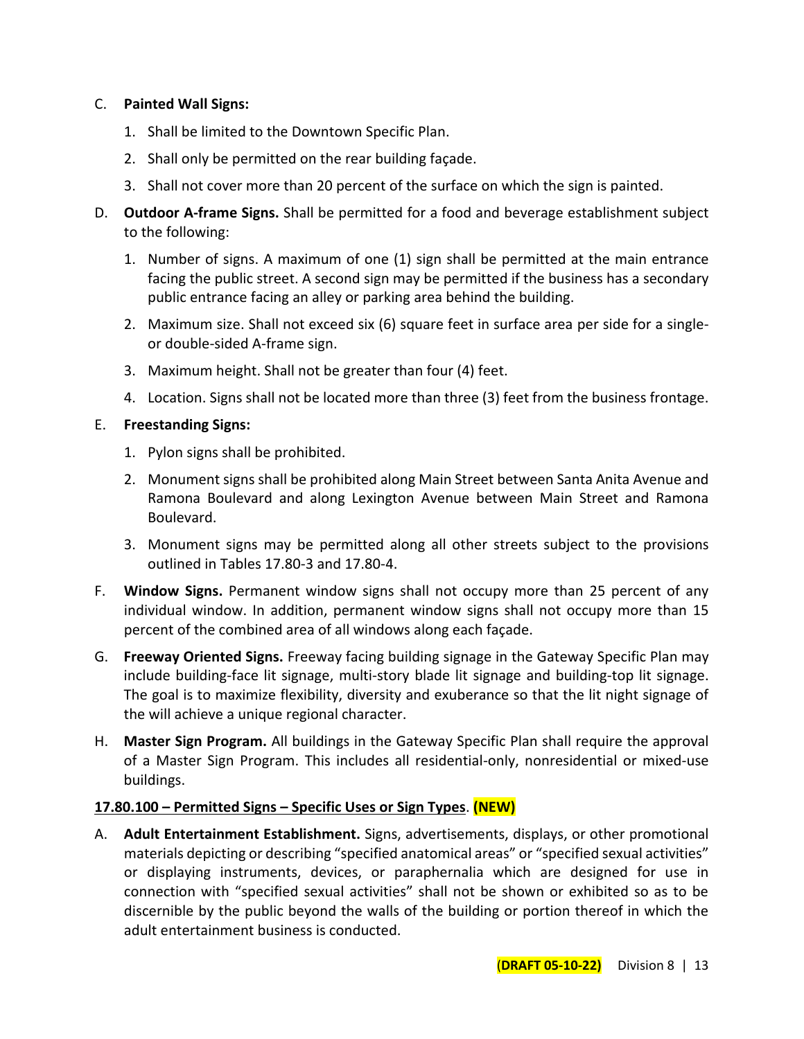C. **Painted Wall Signs:**

1. Shall be limited to the Downtown Specific Plan.
2. Shall only be permitted on the rear building façade.
3. Shall not cover more than 20 percent of the surface on which the sign is painted.

D. **Outdoor A-frame Signs.** Shall be permitted for a food and beverage establishment subject to the following:

1. Number of signs. A maximum of one (1) sign shall be permitted at the main entrance facing the public street. A second sign may be permitted if the business has a secondary public entrance facing an alley or parking area behind the building.
2. Maximum size. Shall not exceed six (6) square feet in surface area per side for a single- or double-sided A-frame sign.
3. Maximum height. Shall not be greater than four (4) feet.
4. Location. Signs shall not be located more than three (3) feet from the business frontage.

E. **Freestanding Signs:**

1. Pylon signs shall be prohibited.
2. Monument signs shall be prohibited along Main Street between Santa Anita Avenue and Ramona Boulevard and along Lexington Avenue between Main Street and Ramona Boulevard.
3. Monument signs may be permitted along all other streets subject to the provisions outlined in Tables 17.80-3 and 17.80-4.

F. **Window Signs.** Permanent window signs shall not occupy more than 25 percent of any individual window. In addition, permanent window signs shall not occupy more than 15 percent of the combined area of all windows along each façade.

G. **Freeway Oriented Signs.** Freeway facing building signage in the Gateway Specific Plan may include building-face lit signage, multi-story blade lit signage and building-top lit signage. The goal is to maximize flexibility, diversity and exuberance so that the lit night signage of the will achieve a unique regional character.

H. **Master Sign Program.** All buildings in the Gateway Specific Plan shall require the approval of a Master Sign Program. This includes all residential-only, nonresidential or mixed-use buildings.

**<u>17.80.100 – Permitted Signs – Specific Uses or Sign Types</u>. (NEW)**

A. **Adult Entertainment Establishment.** Signs, advertisements, displays, or other promotional materials depicting or describing "specified anatomical areas" or "specified sexual activities" or displaying instruments, devices, or paraphernalia which are designed for use in connection with "specified sexual activities" shall not be shown or exhibited so as to be discernible by the public beyond the walls of the building or portion thereof in which the adult entertainment business is conducted.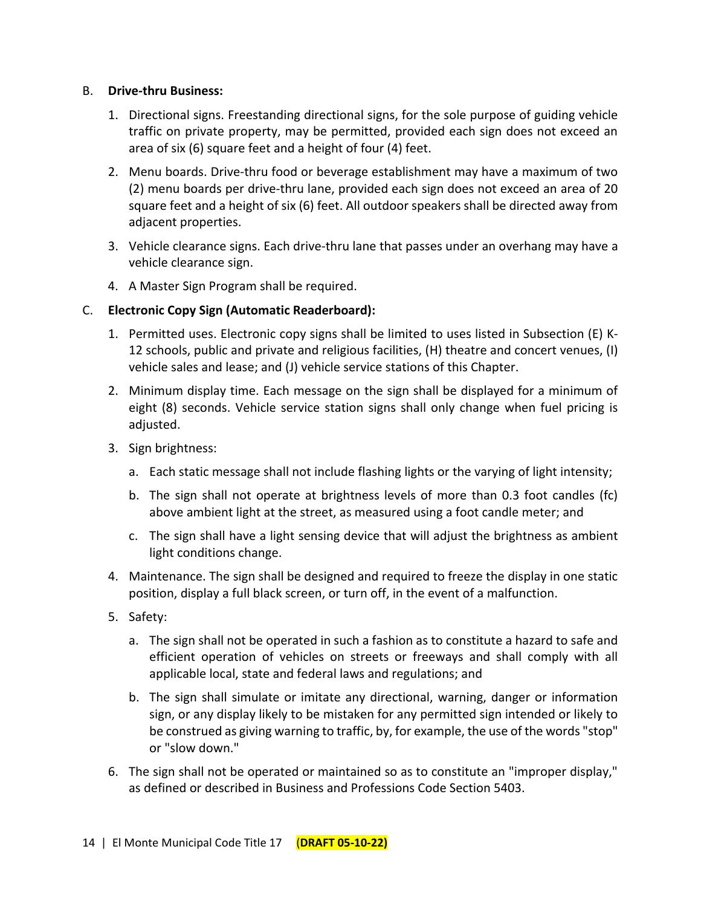B. **Drive-thru Business:**

1. Directional signs. Freestanding directional signs, for the sole purpose of guiding vehicle traffic on private property, may be permitted, provided each sign does not exceed an area of six (6) square feet and a height of four (4) feet.
2. Menu boards. Drive-thru food or beverage establishment may have a maximum of two (2) menu boards per drive-thru lane, provided each sign does not exceed an area of 20 square feet and a height of six (6) feet. All outdoor speakers shall be directed away from adjacent properties.
3. Vehicle clearance signs. Each drive-thru lane that passes under an overhang may have a vehicle clearance sign.
4. A Master Sign Program shall be required.

C. **Electronic Copy Sign (Automatic Readerboard):**

1. Permitted uses. Electronic copy signs shall be limited to uses listed in Subsection (E) K-12 schools, public and private and religious facilities, (H) theatre and concert venues, (I) vehicle sales and lease; and (J) vehicle service stations of this Chapter.
2. Minimum display time. Each message on the sign shall be displayed for a minimum of eight (8) seconds. Vehicle service station signs shall only change when fuel pricing is adjusted.
3. Sign brightness:
   a. Each static message shall not include flashing lights or the varying of light intensity;
   b. The sign shall not operate at brightness levels of more than 0.3 foot candles (fc) above ambient light at the street, as measured using a foot candle meter; and
   c. The sign shall have a light sensing device that will adjust the brightness as ambient light conditions change.
4. Maintenance. The sign shall be designed and required to freeze the display in one static position, display a full black screen, or turn off, in the event of a malfunction.
5. Safety:
   a. The sign shall not be operated in such a fashion as to constitute a hazard to safe and efficient operation of vehicles on streets or freeways and shall comply with all applicable local, state and federal laws and regulations; and
   b. The sign shall simulate or imitate any directional, warning, danger or information sign, or any display likely to be mistaken for any permitted sign intended or likely to be construed as giving warning to traffic, by, for example, the use of the words "stop" or "slow down."
6. The sign shall not be operated or maintained so as to constitute an "improper display," as defined or described in Business and Professions Code Section 5403.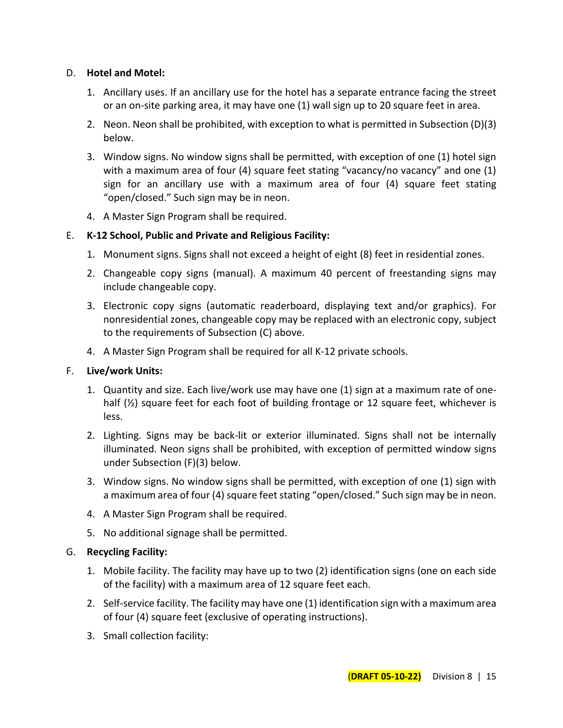D. **Hotel and Motel:**

1. Ancillary uses. If an ancillary use for the hotel has a separate entrance facing the street or an on-site parking area, it may have one (1) wall sign up to 20 square feet in area.
2. Neon. Neon shall be prohibited, with exception to what is permitted in Subsection (D)(3) below.
3. Window signs. No window signs shall be permitted, with exception of one (1) hotel sign with a maximum area of four (4) square feet stating "vacancy/no vacancy" and one (1) sign for an ancillary use with a maximum area of four (4) square feet stating "open/closed." Such sign may be in neon.
4. A Master Sign Program shall be required.

E. **K-12 School, Public and Private and Religious Facility:**

1. Monument signs. Signs shall not exceed a height of eight (8) feet in residential zones.
2. Changeable copy signs (manual). A maximum 40 percent of freestanding signs may include changeable copy.
3. Electronic copy signs (automatic readerboard, displaying text and/or graphics). For nonresidential zones, changeable copy may be replaced with an electronic copy, subject to the requirements of Subsection (C) above.
4. A Master Sign Program shall be required for all K-12 private schools.

F. **Live/work Units:**

1. Quantity and size. Each live/work use may have one (1) sign at a maximum rate of one-half (½) square feet for each foot of building frontage or 12 square feet, whichever is less.
2. Lighting. Signs may be back-lit or exterior illuminated. Signs shall not be internally illuminated. Neon signs shall be prohibited, with exception of permitted window signs under Subsection (F)(3) below.
3. Window signs. No window signs shall be permitted, with exception of one (1) sign with a maximum area of four (4) square feet stating "open/closed." Such sign may be in neon.
4. A Master Sign Program shall be required.
5. No additional signage shall be permitted.

G. **Recycling Facility:**

1. Mobile facility. The facility may have up to two (2) identification signs (one on each side of the facility) with a maximum area of 12 square feet each.
2. Self-service facility. The facility may have one (1) identification sign with a maximum area of four (4) square feet (exclusive of operating instructions).
3. Small collection facility: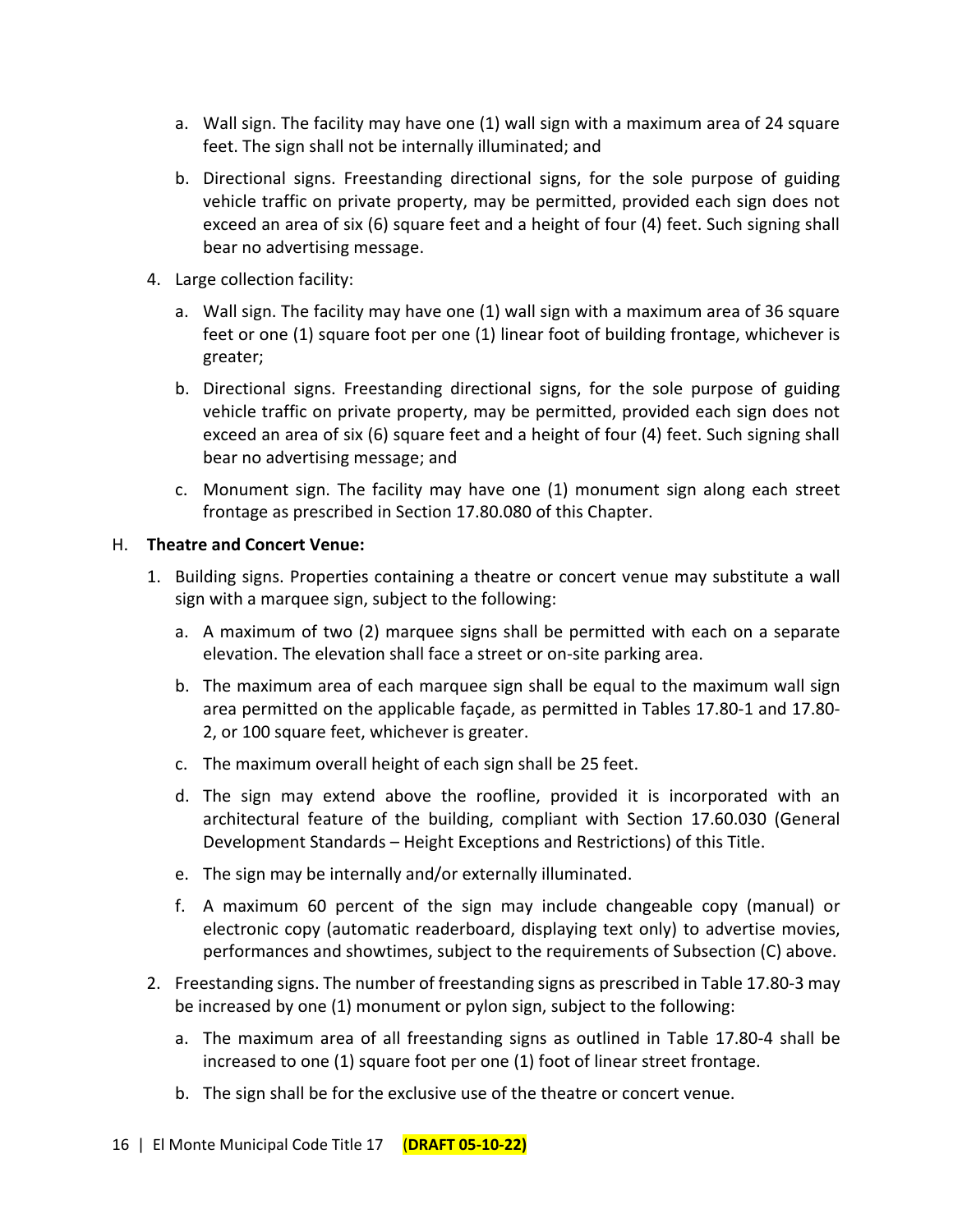a. Wall sign. The facility may have one (1) wall sign with a maximum area of 24 square feet. The sign shall not be internally illuminated; and

b. Directional signs. Freestanding directional signs, for the sole purpose of guiding vehicle traffic on private property, may be permitted, provided each sign does not exceed an area of six (6) square feet and a height of four (4) feet. Such signing shall bear no advertising message.

4. Large collection facility:

   a. Wall sign. The facility may have one (1) wall sign with a maximum area of 36 square feet or one (1) square foot per one (1) linear foot of building frontage, whichever is greater;

   b. Directional signs. Freestanding directional signs, for the sole purpose of guiding vehicle traffic on private property, may be permitted, provided each sign does not exceed an area of six (6) square feet and a height of four (4) feet. Such signing shall bear no advertising message; and

   c. Monument sign. The facility may have one (1) monument sign along each street frontage as prescribed in Section 17.80.080 of this Chapter.

H. **Theatre and Concert Venue:**

1. Building signs. Properties containing a theatre or concert venue may substitute a wall sign with a marquee sign, subject to the following:

   a. A maximum of two (2) marquee signs shall be permitted with each on a separate elevation. The elevation shall face a street or on-site parking area.

   b. The maximum area of each marquee sign shall be equal to the maximum wall sign area permitted on the applicable façade, as permitted in Tables 17.80-1 and 17.80-2, or 100 square feet, whichever is greater.

   c. The maximum overall height of each sign shall be 25 feet.

   d. The sign may extend above the roofline, provided it is incorporated with an architectural feature of the building, compliant with Section 17.60.030 (General Development Standards – Height Exceptions and Restrictions) of this Title.

   e. The sign may be internally and/or externally illuminated.

   f. A maximum 60 percent of the sign may include changeable copy (manual) or electronic copy (automatic readerboard, displaying text only) to advertise movies, performances and showtimes, subject to the requirements of Subsection (C) above.

2. Freestanding signs. The number of freestanding signs as prescribed in Table 17.80-3 may be increased by one (1) monument or pylon sign, subject to the following:

   a. The maximum area of all freestanding signs as outlined in Table 17.80-4 shall be increased to one (1) square foot per one (1) foot of linear street frontage.

   b. The sign shall be for the exclusive use of the theatre or concert venue.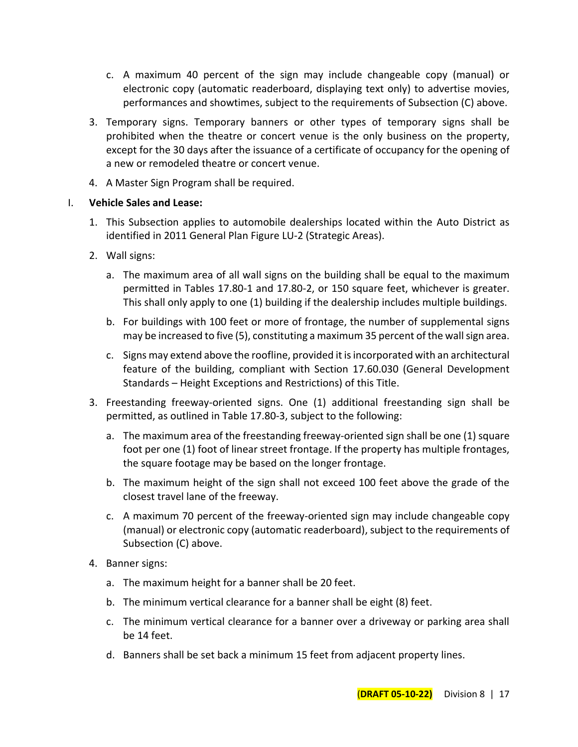c. A maximum 40 percent of the sign may include changeable copy (manual) or electronic copy (automatic readerboard, displaying text only) to advertise movies, performances and showtimes, subject to the requirements of Subsection (C) above.

3. Temporary signs. Temporary banners or other types of temporary signs shall be prohibited when the theatre or concert venue is the only business on the property, except for the 30 days after the issuance of a certificate of occupancy for the opening of a new or remodeled theatre or concert venue.

4. A Master Sign Program shall be required.

I. **Vehicle Sales and Lease:**

1. This Subsection applies to automobile dealerships located within the Auto District as identified in 2011 General Plan Figure LU-2 (Strategic Areas).

2. Wall signs:

   a. The maximum area of all wall signs on the building shall be equal to the maximum permitted in Tables 17.80-1 and 17.80-2, or 150 square feet, whichever is greater. This shall only apply to one (1) building if the dealership includes multiple buildings.

   b. For buildings with 100 feet or more of frontage, the number of supplemental signs may be increased to five (5), constituting a maximum 35 percent of the wall sign area.

   c. Signs may extend above the roofline, provided it is incorporated with an architectural feature of the building, compliant with Section 17.60.030 (General Development Standards – Height Exceptions and Restrictions) of this Title.

3. Freestanding freeway-oriented signs. One (1) additional freestanding sign shall be permitted, as outlined in Table 17.80-3, subject to the following:

   a. The maximum area of the freestanding freeway-oriented sign shall be one (1) square foot per one (1) foot of linear street frontage. If the property has multiple frontages, the square footage may be based on the longer frontage.

   b. The maximum height of the sign shall not exceed 100 feet above the grade of the closest travel lane of the freeway.

   c. A maximum 70 percent of the freeway-oriented sign may include changeable copy (manual) or electronic copy (automatic readerboard), subject to the requirements of Subsection (C) above.

4. Banner signs:

   a. The maximum height for a banner shall be 20 feet.

   b. The minimum vertical clearance for a banner shall be eight (8) feet.

   c. The minimum vertical clearance for a banner over a driveway or parking area shall be 14 feet.

   d. Banners shall be set back a minimum 15 feet from adjacent property lines.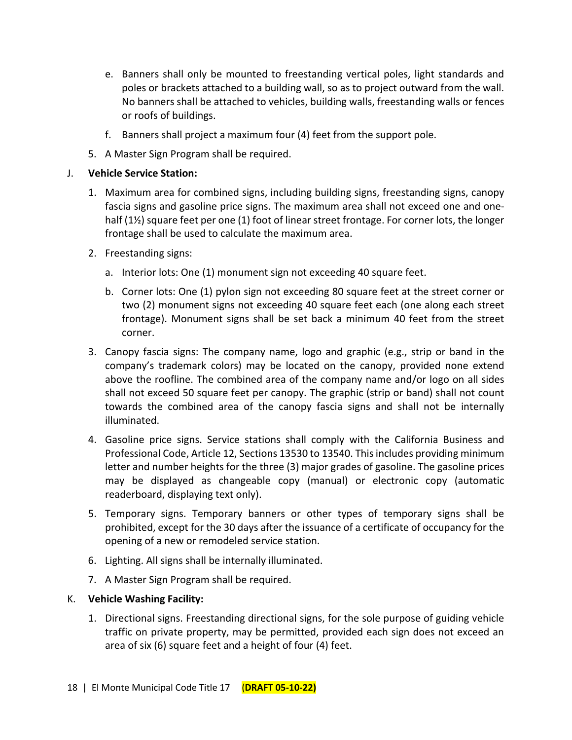e. Banners shall only be mounted to freestanding vertical poles, light standards and poles or brackets attached to a building wall, so as to project outward from the wall. No banners shall be attached to vehicles, building walls, freestanding walls or fences or roofs of buildings.

f. Banners shall project a maximum four (4) feet from the support pole.

5. A Master Sign Program shall be required.

J. **Vehicle Service Station:**

1. Maximum area for combined signs, including building signs, freestanding signs, canopy fascia signs and gasoline price signs. The maximum area shall not exceed one and one-half (1½) square feet per one (1) foot of linear street frontage. For corner lots, the longer frontage shall be used to calculate the maximum area.

2. Freestanding signs:

   a. Interior lots: One (1) monument sign not exceeding 40 square feet.

   b. Corner lots: One (1) pylon sign not exceeding 80 square feet at the street corner or two (2) monument signs not exceeding 40 square feet each (one along each street frontage). Monument signs shall be set back a minimum 40 feet from the street corner.

3. Canopy fascia signs: The company name, logo and graphic (e.g., strip or band in the company's trademark colors) may be located on the canopy, provided none extend above the roofline. The combined area of the company name and/or logo on all sides shall not exceed 50 square feet per canopy. The graphic (strip or band) shall not count towards the combined area of the canopy fascia signs and shall not be internally illuminated.

4. Gasoline price signs. Service stations shall comply with the California Business and Professional Code, Article 12, Sections 13530 to 13540. This includes providing minimum letter and number heights for the three (3) major grades of gasoline. The gasoline prices may be displayed as changeable copy (manual) or electronic copy (automatic readerboard, displaying text only).

5. Temporary signs. Temporary banners or other types of temporary signs shall be prohibited, except for the 30 days after the issuance of a certificate of occupancy for the opening of a new or remodeled service station.

6. Lighting. All signs shall be internally illuminated.

7. A Master Sign Program shall be required.

K. **Vehicle Washing Facility:**

1. Directional signs. Freestanding directional signs, for the sole purpose of guiding vehicle traffic on private property, may be permitted, provided each sign does not exceed an area of six (6) square feet and a height of four (4) feet.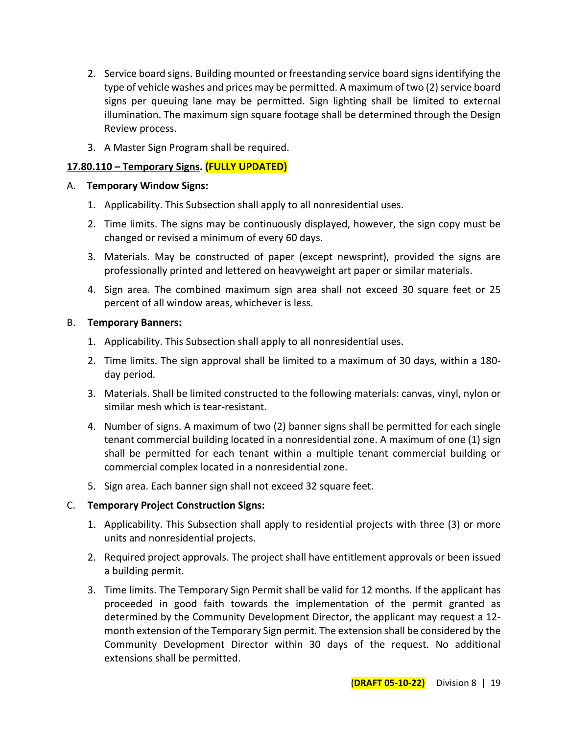2. Service board signs. Building mounted or freestanding service board signs identifying the type of vehicle washes and prices may be permitted. A maximum of two (2) service board signs per queuing lane may be permitted. Sign lighting shall be limited to external illumination. The maximum sign square footage shall be determined through the Design Review process.

3. A Master Sign Program shall be required.

**17.80.110 – Temporary Signs. (FULLY UPDATED)**

A. **Temporary Window Signs:**

1. Applicability. This Subsection shall apply to all nonresidential uses.

2. Time limits. The signs may be continuously displayed, however, the sign copy must be changed or revised a minimum of every 60 days.

3. Materials. May be constructed of paper (except newsprint), provided the signs are professionally printed and lettered on heavyweight art paper or similar materials.

4. Sign area. The combined maximum sign area shall not exceed 30 square feet or 25 percent of all window areas, whichever is less.

B. **Temporary Banners:**

1. Applicability. This Subsection shall apply to all nonresidential uses.

2. Time limits. The sign approval shall be limited to a maximum of 30 days, within a 180-day period.

3. Materials. Shall be limited constructed to the following materials: canvas, vinyl, nylon or similar mesh which is tear-resistant.

4. Number of signs. A maximum of two (2) banner signs shall be permitted for each single tenant commercial building located in a nonresidential zone. A maximum of one (1) sign shall be permitted for each tenant within a multiple tenant commercial building or commercial complex located in a nonresidential zone.

5. Sign area. Each banner sign shall not exceed 32 square feet.

C. **Temporary Project Construction Signs:**

1. Applicability. This Subsection shall apply to residential projects with three (3) or more units and nonresidential projects.

2. Required project approvals. The project shall have entitlement approvals or been issued a building permit.

3. Time limits. The Temporary Sign Permit shall be valid for 12 months. If the applicant has proceeded in good faith towards the implementation of the permit granted as determined by the Community Development Director, the applicant may request a 12-month extension of the Temporary Sign permit. The extension shall be considered by the Community Development Director within 30 days of the request. No additional extensions shall be permitted.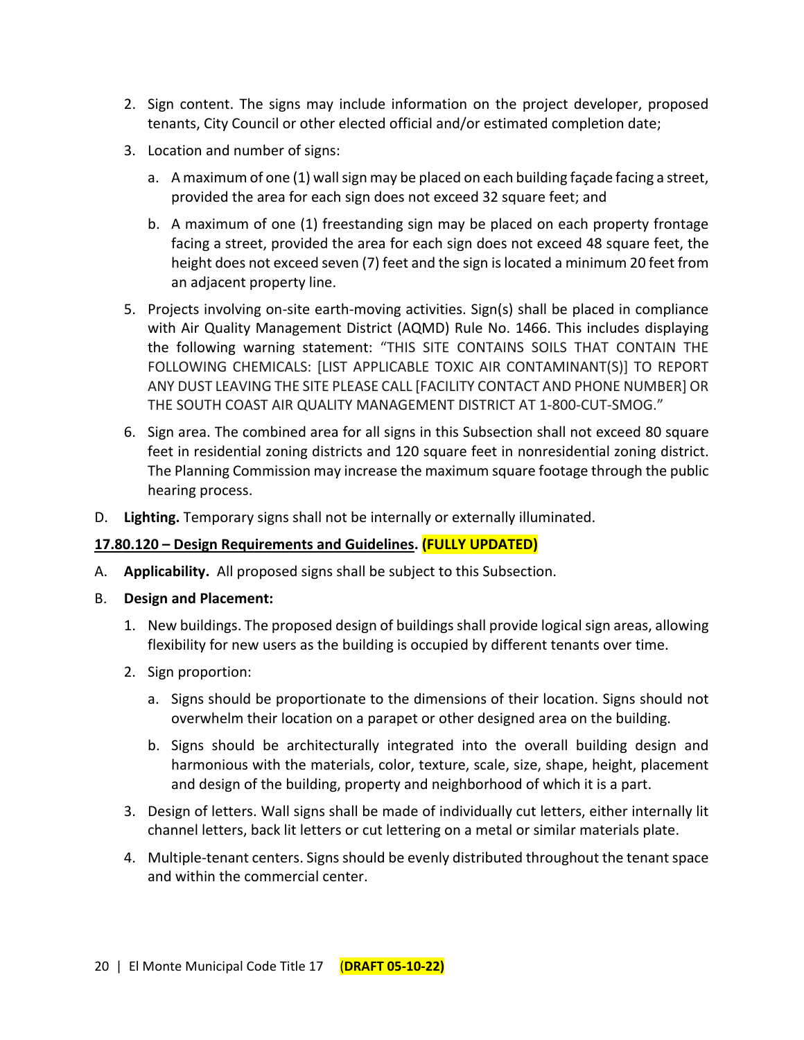2. Sign content. The signs may include information on the project developer, proposed tenants, City Council or other elected official and/or estimated completion date;
3. Location and number of signs:
   a. A maximum of one (1) wall sign may be placed on each building façade facing a street, provided the area for each sign does not exceed 32 square feet; and
   b. A maximum of one (1) freestanding sign may be placed on each property frontage facing a street, provided the area for each sign does not exceed 48 square feet, the height does not exceed seven (7) feet and the sign is located a minimum 20 feet from an adjacent property line.
5. Projects involving on-site earth-moving activities. Sign(s) shall be placed in compliance with Air Quality Management District (AQMD) Rule No. 1466. This includes displaying the following warning statement: "THIS SITE CONTAINS SOILS THAT CONTAIN THE FOLLOWING CHEMICALS: [LIST APPLICABLE TOXIC AIR CONTAMINANT(S)] TO REPORT ANY DUST LEAVING THE SITE PLEASE CALL [FACILITY CONTACT AND PHONE NUMBER] OR THE SOUTH COAST AIR QUALITY MANAGEMENT DISTRICT AT 1-800-CUT-SMOG."
6. Sign area. The combined area for all signs in this Subsection shall not exceed 80 square feet in residential zoning districts and 120 square feet in nonresidential zoning district. The Planning Commission may increase the maximum square footage through the public hearing process.

D. **Lighting.** Temporary signs shall not be internally or externally illuminated.

**17.80.120 – Design Requirements and Guidelines. (FULLY UPDATED)**

A. **Applicability.** All proposed signs shall be subject to this Subsection.

B. **Design and Placement:**

1. New buildings. The proposed design of buildings shall provide logical sign areas, allowing flexibility for new users as the building is occupied by different tenants over time.
2. Sign proportion:
   a. Signs should be proportionate to the dimensions of their location. Signs should not overwhelm their location on a parapet or other designed area on the building.
   b. Signs should be architecturally integrated into the overall building design and harmonious with the materials, color, texture, scale, size, shape, height, placement and design of the building, property and neighborhood of which it is a part.
3. Design of letters. Wall signs shall be made of individually cut letters, either internally lit channel letters, back lit letters or cut lettering on a metal or similar materials plate.
4. Multiple-tenant centers. Signs should be evenly distributed throughout the tenant space and within the commercial center.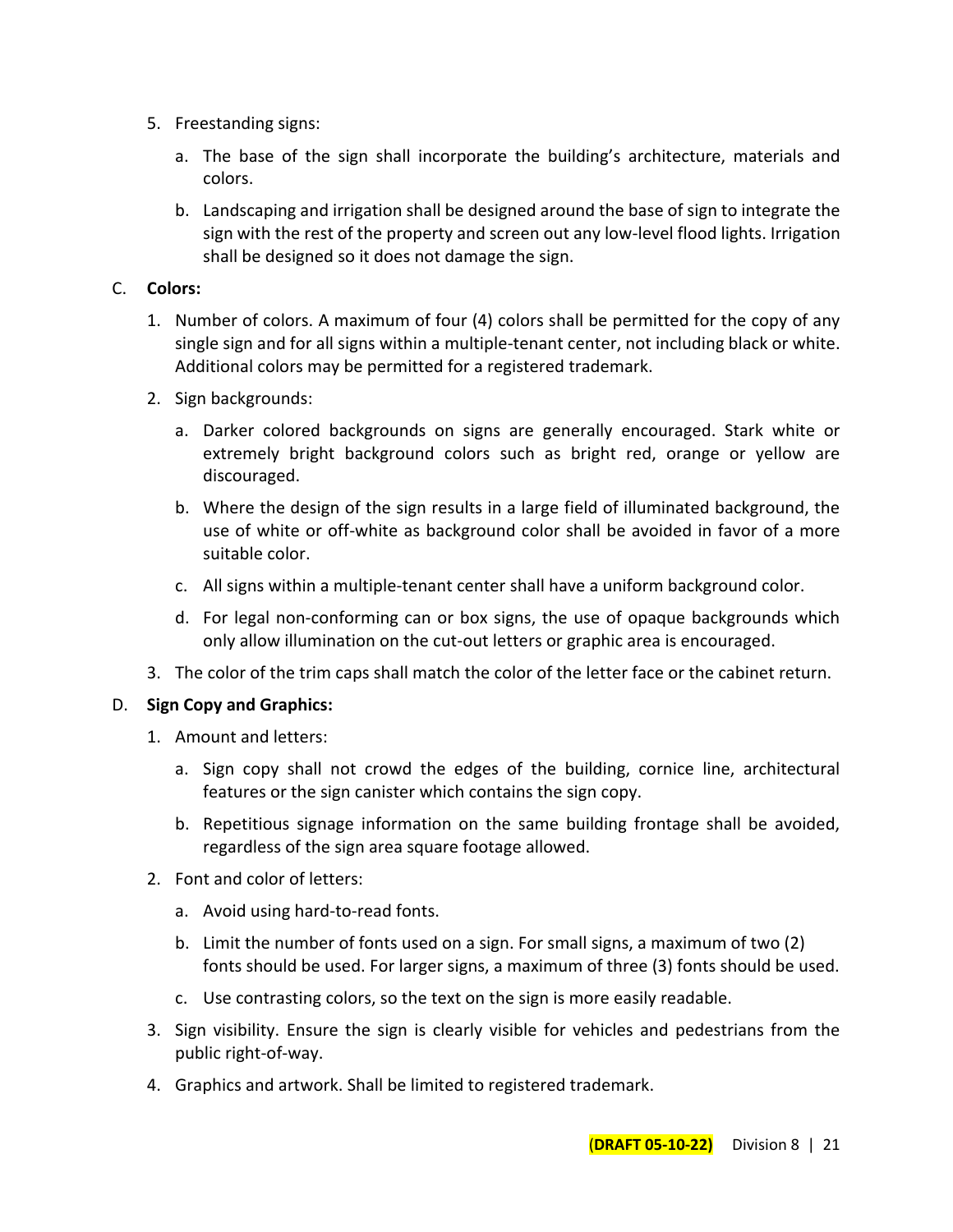5. Freestanding signs:

    a. The base of the sign shall incorporate the building's architecture, materials and colors.

    b. Landscaping and irrigation shall be designed around the base of sign to integrate the sign with the rest of the property and screen out any low-level flood lights. Irrigation shall be designed so it does not damage the sign.

C. **Colors:**

1. Number of colors. A maximum of four (4) colors shall be permitted for the copy of any single sign and for all signs within a multiple-tenant center, not including black or white. Additional colors may be permitted for a registered trademark.

2. Sign backgrounds:

    a. Darker colored backgrounds on signs are generally encouraged. Stark white or extremely bright background colors such as bright red, orange or yellow are discouraged.

    b. Where the design of the sign results in a large field of illuminated background, the use of white or off-white as background color shall be avoided in favor of a more suitable color.

    c. All signs within a multiple-tenant center shall have a uniform background color.

    d. For legal non-conforming can or box signs, the use of opaque backgrounds which only allow illumination on the cut-out letters or graphic area is encouraged.

3. The color of the trim caps shall match the color of the letter face or the cabinet return.

D. **Sign Copy and Graphics:**

1. Amount and letters:

    a. Sign copy shall not crowd the edges of the building, cornice line, architectural features or the sign canister which contains the sign copy.

    b. Repetitious signage information on the same building frontage shall be avoided, regardless of the sign area square footage allowed.

2. Font and color of letters:

    a. Avoid using hard-to-read fonts.

    b. Limit the number of fonts used on a sign. For small signs, a maximum of two (2) fonts should be used. For larger signs, a maximum of three (3) fonts should be used.

    c. Use contrasting colors, so the text on the sign is more easily readable.

3. Sign visibility. Ensure the sign is clearly visible for vehicles and pedestrians from the public right-of-way.

4. Graphics and artwork. Shall be limited to registered trademark.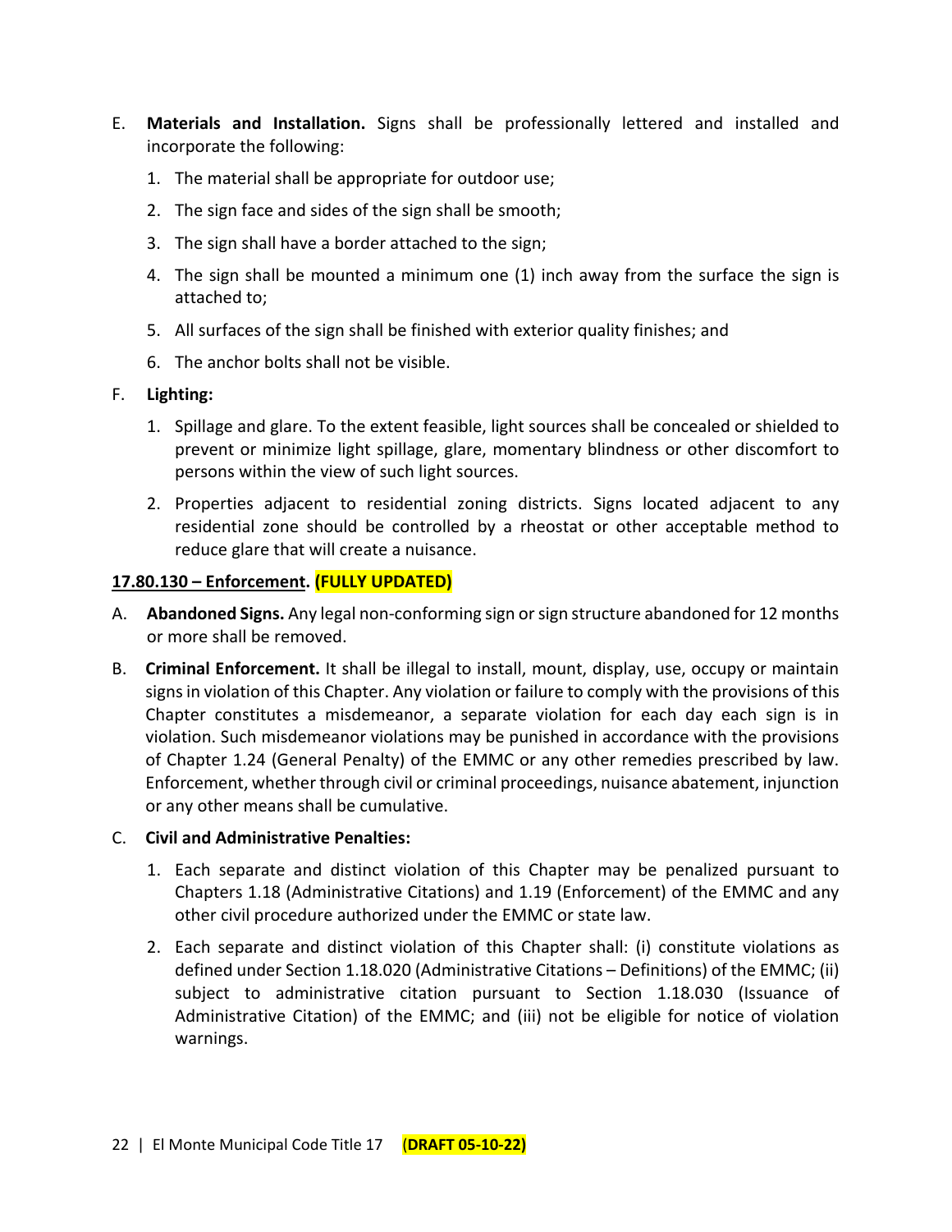E. **Materials and Installation.** Signs shall be professionally lettered and installed and incorporate the following:

   1. The material shall be appropriate for outdoor use;
   2. The sign face and sides of the sign shall be smooth;
   3. The sign shall have a border attached to the sign;
   4. The sign shall be mounted a minimum one (1) inch away from the surface the sign is attached to;
   5. All surfaces of the sign shall be finished with exterior quality finishes; and
   6. The anchor bolts shall not be visible.

F. **Lighting:**

   1. Spillage and glare. To the extent feasible, light sources shall be concealed or shielded to prevent or minimize light spillage, glare, momentary blindness or other discomfort to persons within the view of such light sources.
   2. Properties adjacent to residential zoning districts. Signs located adjacent to any residential zone should be controlled by a rheostat or other acceptable method to reduce glare that will create a nuisance.

**17.80.130 – Enforcement. (FULLY UPDATED)**

A. **Abandoned Signs.** Any legal non-conforming sign or sign structure abandoned for 12 months or more shall be removed.

B. **Criminal Enforcement.** It shall be illegal to install, mount, display, use, occupy or maintain signs in violation of this Chapter. Any violation or failure to comply with the provisions of this Chapter constitutes a misdemeanor, a separate violation for each day each sign is in violation. Such misdemeanor violations may be punished in accordance with the provisions of Chapter 1.24 (General Penalty) of the EMMC or any other remedies prescribed by law. Enforcement, whether through civil or criminal proceedings, nuisance abatement, injunction or any other means shall be cumulative.

C. **Civil and Administrative Penalties:**

   1. Each separate and distinct violation of this Chapter may be penalized pursuant to Chapters 1.18 (Administrative Citations) and 1.19 (Enforcement) of the EMMC and any other civil procedure authorized under the EMMC or state law.
   2. Each separate and distinct violation of this Chapter shall: (i) constitute violations as defined under Section 1.18.020 (Administrative Citations – Definitions) of the EMMC; (ii) subject to administrative citation pursuant to Section 1.18.030 (Issuance of Administrative Citation) of the EMMC; and (iii) not be eligible for notice of violation warnings.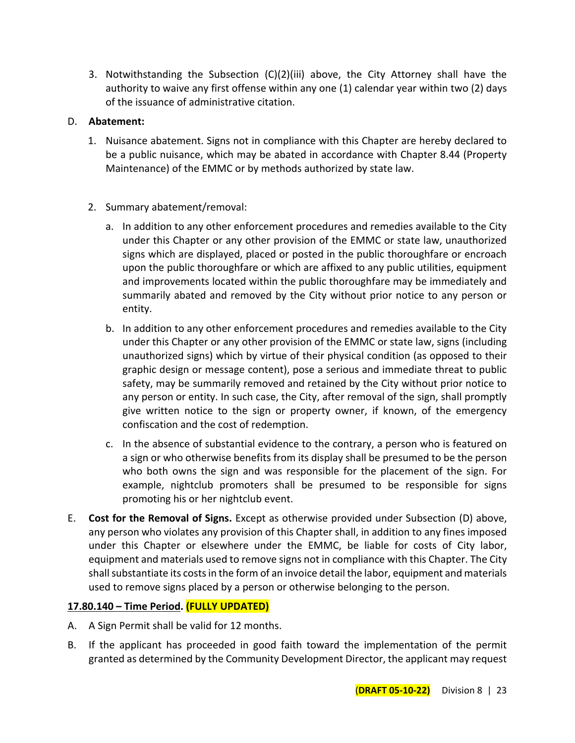3. Notwithstanding the Subsection (C)(2)(iii) above, the City Attorney shall have the authority to waive any first offense within any one (1) calendar year within two (2) days of the issuance of administrative citation.

D. **Abatement:**

1. Nuisance abatement. Signs not in compliance with this Chapter are hereby declared to be a public nuisance, which may be abated in accordance with Chapter 8.44 (Property Maintenance) of the EMMC or by methods authorized by state law.

2. Summary abatement/removal:

   a. In addition to any other enforcement procedures and remedies available to the City under this Chapter or any other provision of the EMMC or state law, unauthorized signs which are displayed, placed or posted in the public thoroughfare or encroach upon the public thoroughfare or which are affixed to any public utilities, equipment and improvements located within the public thoroughfare may be immediately and summarily abated and removed by the City without prior notice to any person or entity.

   b. In addition to any other enforcement procedures and remedies available to the City under this Chapter or any other provision of the EMMC or state law, signs (including unauthorized signs) which by virtue of their physical condition (as opposed to their graphic design or message content), pose a serious and immediate threat to public safety, may be summarily removed and retained by the City without prior notice to any person or entity. In such case, the City, after removal of the sign, shall promptly give written notice to the sign or property owner, if known, of the emergency confiscation and the cost of redemption.

   c. In the absence of substantial evidence to the contrary, a person who is featured on a sign or who otherwise benefits from its display shall be presumed to be the person who both owns the sign and was responsible for the placement of the sign. For example, nightclub promoters shall be presumed to be responsible for signs promoting his or her nightclub event.

E. **Cost for the Removal of Signs.** Except as otherwise provided under Subsection (D) above, any person who violates any provision of this Chapter shall, in addition to any fines imposed under this Chapter or elsewhere under the EMMC, be liable for costs of City labor, equipment and materials used to remove signs not in compliance with this Chapter. The City shall substantiate its costs in the form of an invoice detail the labor, equipment and materials used to remove signs placed by a person or otherwise belonging to the person.

**17.80.140 – Time Period. (FULLY UPDATED)**

A. A Sign Permit shall be valid for 12 months.

B. If the applicant has proceeded in good faith toward the implementation of the permit granted as determined by the Community Development Director, the applicant may request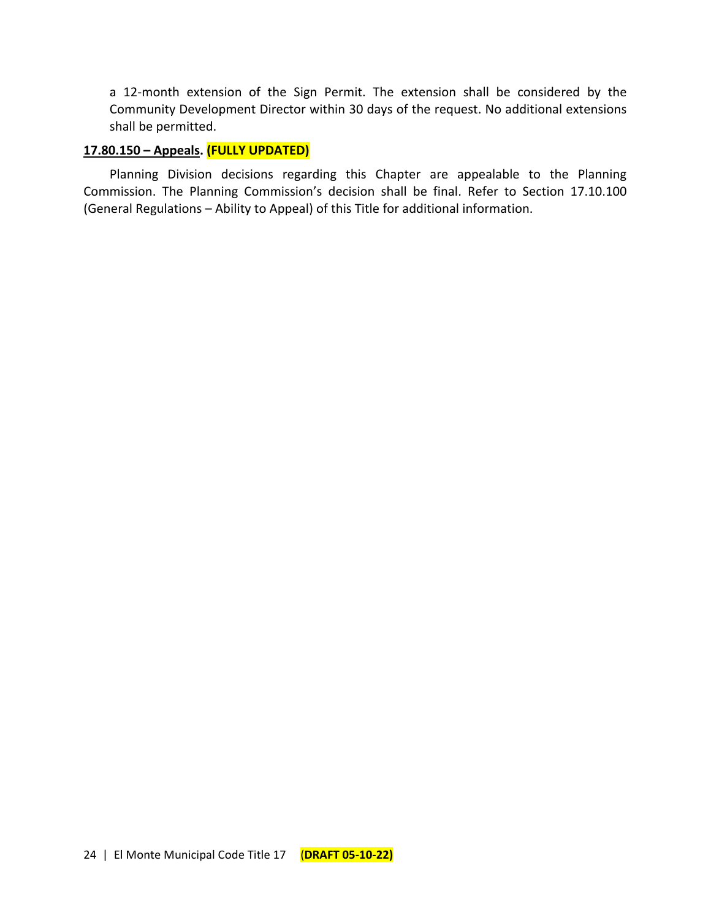a 12-month extension of the Sign Permit. The extension shall be considered by the Community Development Director within 30 days of the request. No additional extensions shall be permitted.

**17.80.150 – Appeals. (FULLY UPDATED)**

Planning Division decisions regarding this Chapter are appealable to the Planning Commission. The Planning Commission's decision shall be final. Refer to Section 17.10.100 (General Regulations – Ability to Appeal) of this Title for additional information.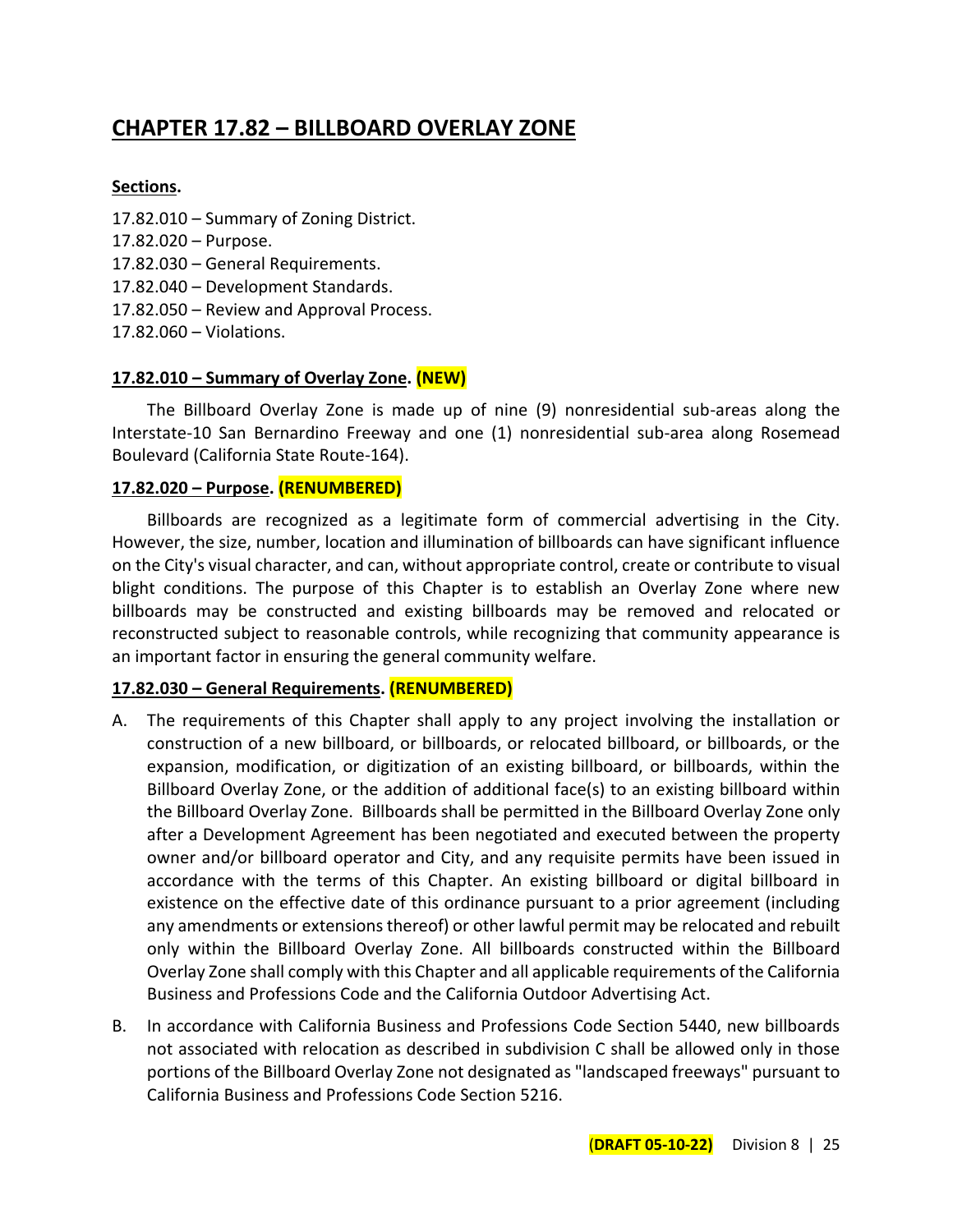# CHAPTER 17.82 – BILLBOARD OVERLAY ZONE

**Sections.**

17.82.010 – Summary of Zoning District.
17.82.020 – Purpose.
17.82.030 – General Requirements.
17.82.040 – Development Standards.
17.82.050 – Review and Approval Process.
17.82.060 – Violations.

**17.82.010 – Summary of Overlay Zone. (NEW)**

The Billboard Overlay Zone is made up of nine (9) nonresidential sub-areas along the Interstate-10 San Bernardino Freeway and one (1) nonresidential sub-area along Rosemead Boulevard (California State Route-164).

**17.82.020 – Purpose. (RENUMBERED)**

Billboards are recognized as a legitimate form of commercial advertising in the City. However, the size, number, location and illumination of billboards can have significant influence on the City's visual character, and can, without appropriate control, create or contribute to visual blight conditions. The purpose of this Chapter is to establish an Overlay Zone where new billboards may be constructed and existing billboards may be removed and relocated or reconstructed subject to reasonable controls, while recognizing that community appearance is an important factor in ensuring the general community welfare.

**17.82.030 – General Requirements. (RENUMBERED)**

A. The requirements of this Chapter shall apply to any project involving the installation or construction of a new billboard, or billboards, or relocated billboard, or billboards, or the expansion, modification, or digitization of an existing billboard, or billboards, within the Billboard Overlay Zone, or the addition of additional face(s) to an existing billboard within the Billboard Overlay Zone. Billboards shall be permitted in the Billboard Overlay Zone only after a Development Agreement has been negotiated and executed between the property owner and/or billboard operator and City, and any requisite permits have been issued in accordance with the terms of this Chapter. An existing billboard or digital billboard in existence on the effective date of this ordinance pursuant to a prior agreement (including any amendments or extensions thereof) or other lawful permit may be relocated and rebuilt only within the Billboard Overlay Zone. All billboards constructed within the Billboard Overlay Zone shall comply with this Chapter and all applicable requirements of the California Business and Professions Code and the California Outdoor Advertising Act.

B. In accordance with California Business and Professions Code Section 5440, new billboards not associated with relocation as described in subdivision C shall be allowed only in those portions of the Billboard Overlay Zone not designated as "landscaped freeways" pursuant to California Business and Professions Code Section 5216.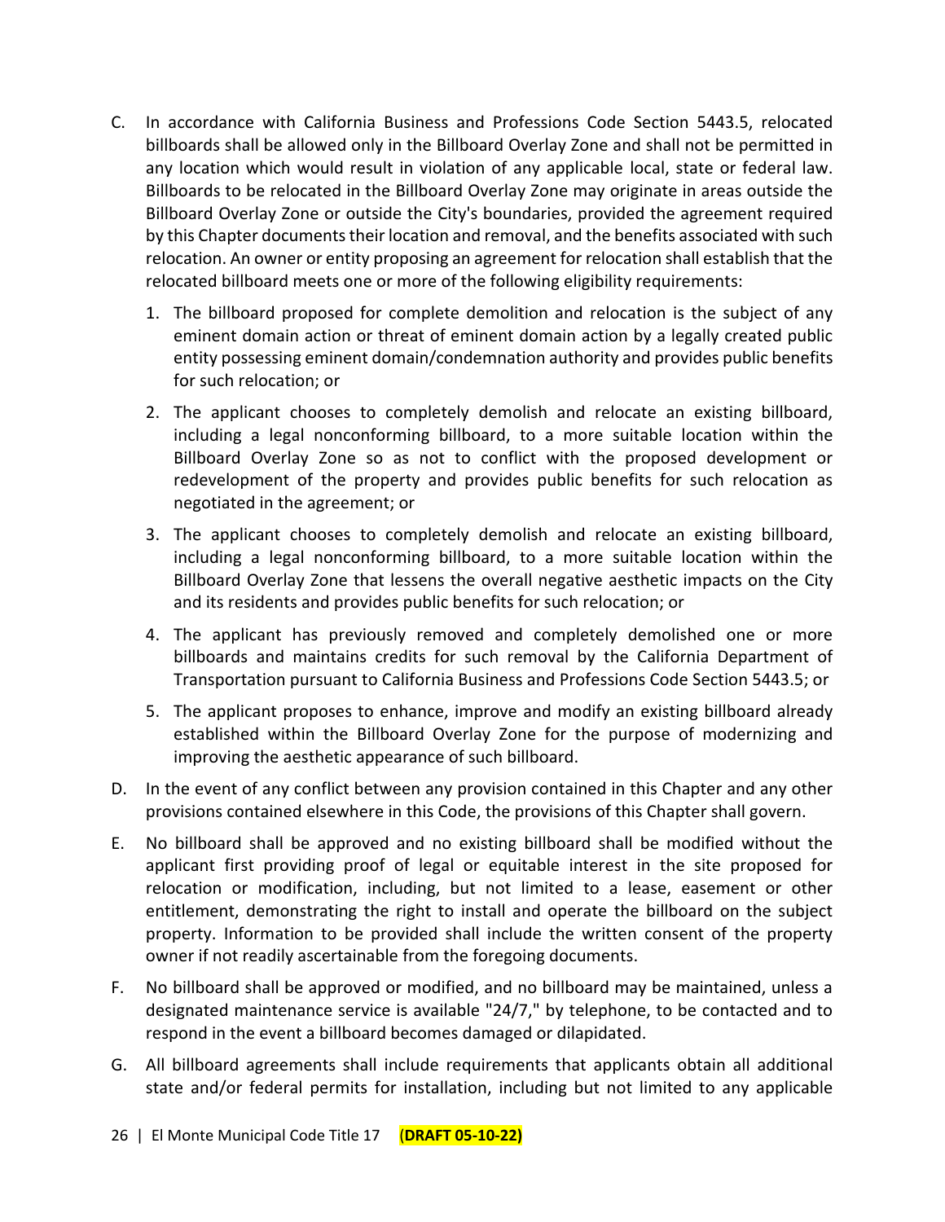C. In accordance with California Business and Professions Code Section 5443.5, relocated billboards shall be allowed only in the Billboard Overlay Zone and shall not be permitted in any location which would result in violation of any applicable local, state or federal law. Billboards to be relocated in the Billboard Overlay Zone may originate in areas outside the Billboard Overlay Zone or outside the City's boundaries, provided the agreement required by this Chapter documents their location and removal, and the benefits associated with such relocation. An owner or entity proposing an agreement for relocation shall establish that the relocated billboard meets one or more of the following eligibility requirements:

   1. The billboard proposed for complete demolition and relocation is the subject of any eminent domain action or threat of eminent domain action by a legally created public entity possessing eminent domain/condemnation authority and provides public benefits for such relocation; or

   2. The applicant chooses to completely demolish and relocate an existing billboard, including a legal nonconforming billboard, to a more suitable location within the Billboard Overlay Zone so as not to conflict with the proposed development or redevelopment of the property and provides public benefits for such relocation as negotiated in the agreement; or

   3. The applicant chooses to completely demolish and relocate an existing billboard, including a legal nonconforming billboard, to a more suitable location within the Billboard Overlay Zone that lessens the overall negative aesthetic impacts on the City and its residents and provides public benefits for such relocation; or

   4. The applicant has previously removed and completely demolished one or more billboards and maintains credits for such removal by the California Department of Transportation pursuant to California Business and Professions Code Section 5443.5; or

   5. The applicant proposes to enhance, improve and modify an existing billboard already established within the Billboard Overlay Zone for the purpose of modernizing and improving the aesthetic appearance of such billboard.

D. In the event of any conflict between any provision contained in this Chapter and any other provisions contained elsewhere in this Code, the provisions of this Chapter shall govern.

E. No billboard shall be approved and no existing billboard shall be modified without the applicant first providing proof of legal or equitable interest in the site proposed for relocation or modification, including, but not limited to a lease, easement or other entitlement, demonstrating the right to install and operate the billboard on the subject property. Information to be provided shall include the written consent of the property owner if not readily ascertainable from the foregoing documents.

F. No billboard shall be approved or modified, and no billboard may be maintained, unless a designated maintenance service is available "24/7," by telephone, to be contacted and to respond in the event a billboard becomes damaged or dilapidated.

G. All billboard agreements shall include requirements that applicants obtain all additional state and/or federal permits for installation, including but not limited to any applicable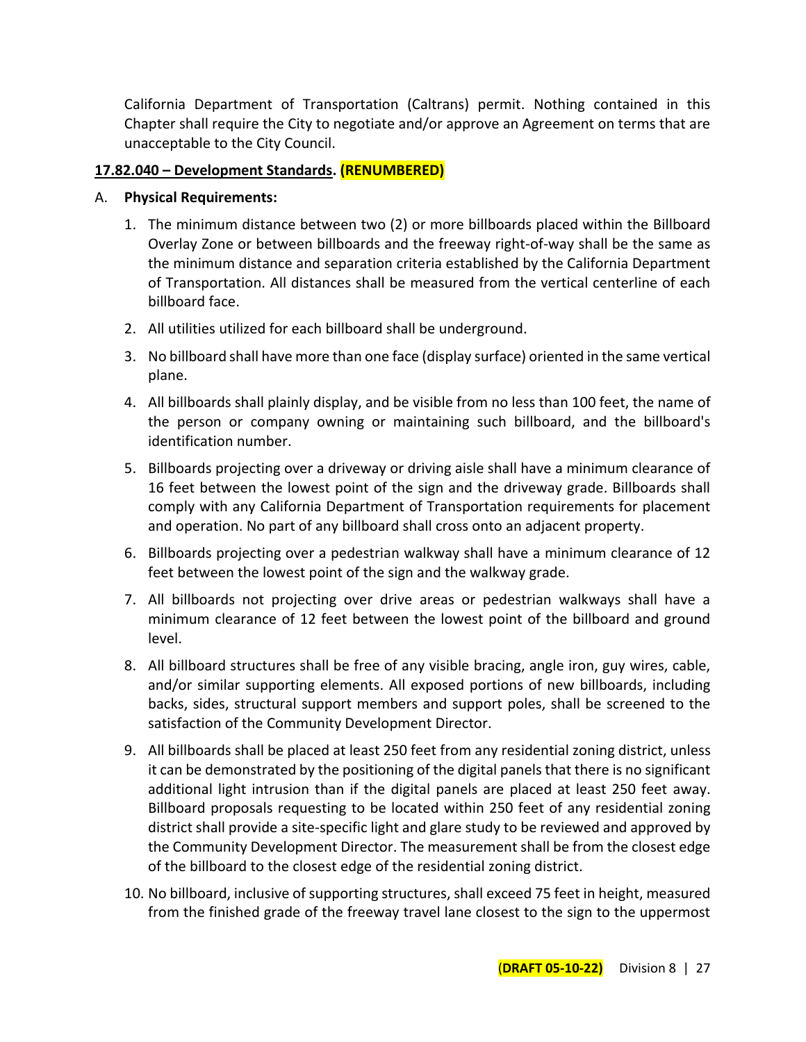California Department of Transportation (Caltrans) permit. Nothing contained in this Chapter shall require the City to negotiate and/or approve an Agreement on terms that are unacceptable to the City Council.

**17.82.040 – Development Standards. (RENUMBERED)**

A. **Physical Requirements:**

1. The minimum distance between two (2) or more billboards placed within the Billboard Overlay Zone or between billboards and the freeway right-of-way shall be the same as the minimum distance and separation criteria established by the California Department of Transportation. All distances shall be measured from the vertical centerline of each billboard face.
2. All utilities utilized for each billboard shall be underground.
3. No billboard shall have more than one face (display surface) oriented in the same vertical plane.
4. All billboards shall plainly display, and be visible from no less than 100 feet, the name of the person or company owning or maintaining such billboard, and the billboard's identification number.
5. Billboards projecting over a driveway or driving aisle shall have a minimum clearance of 16 feet between the lowest point of the sign and the driveway grade. Billboards shall comply with any California Department of Transportation requirements for placement and operation. No part of any billboard shall cross onto an adjacent property.
6. Billboards projecting over a pedestrian walkway shall have a minimum clearance of 12 feet between the lowest point of the sign and the walkway grade.
7. All billboards not projecting over drive areas or pedestrian walkways shall have a minimum clearance of 12 feet between the lowest point of the billboard and ground level.
8. All billboard structures shall be free of any visible bracing, angle iron, guy wires, cable, and/or similar supporting elements. All exposed portions of new billboards, including backs, sides, structural support members and support poles, shall be screened to the satisfaction of the Community Development Director.
9. All billboards shall be placed at least 250 feet from any residential zoning district, unless it can be demonstrated by the positioning of the digital panels that there is no significant additional light intrusion than if the digital panels are placed at least 250 feet away. Billboard proposals requesting to be located within 250 feet of any residential zoning district shall provide a site-specific light and glare study to be reviewed and approved by the Community Development Director. The measurement shall be from the closest edge of the billboard to the closest edge of the residential zoning district.
10. No billboard, inclusive of supporting structures, shall exceed 75 feet in height, measured from the finished grade of the freeway travel lane closest to the sign to the uppermost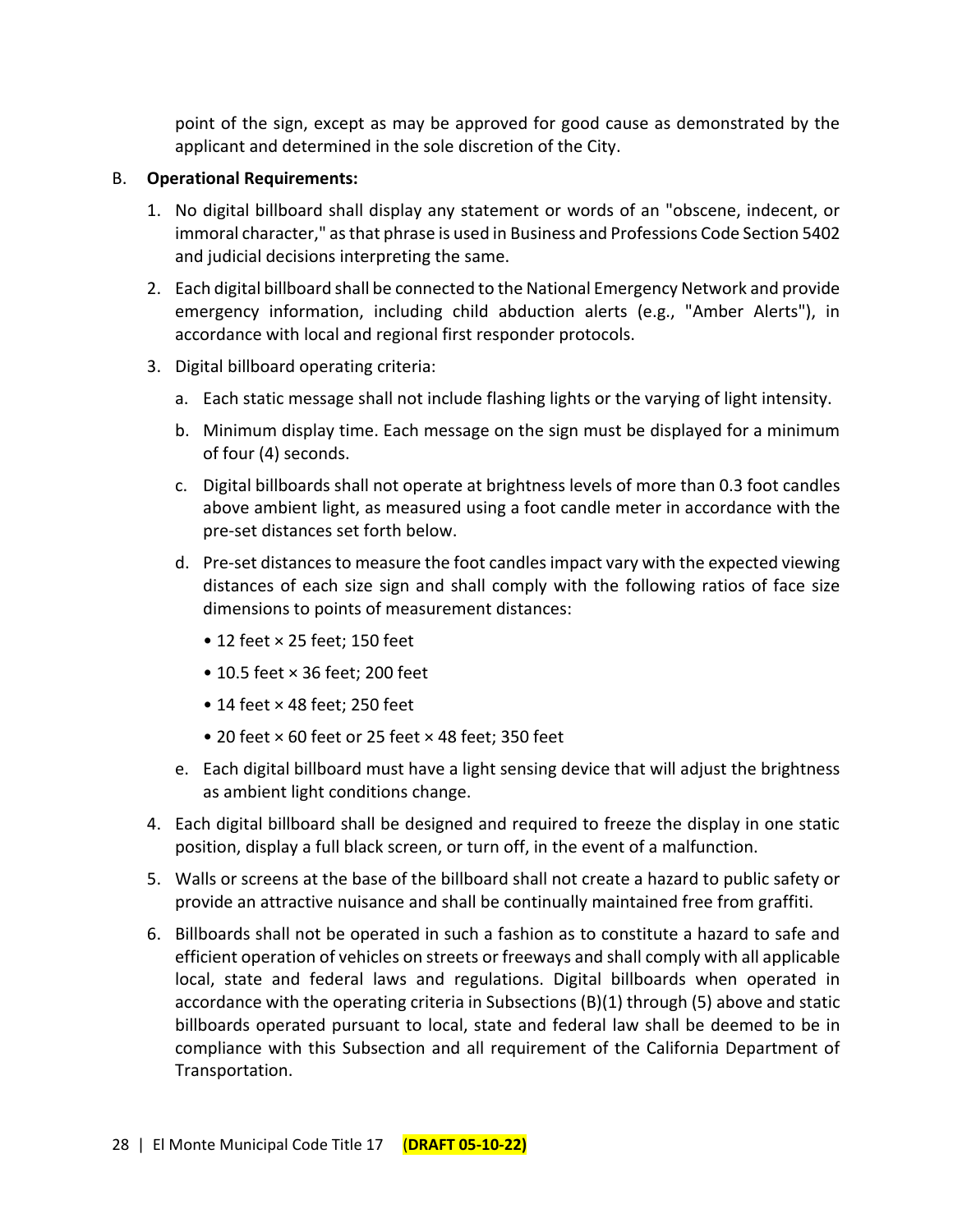point of the sign, except as may be approved for good cause as demonstrated by the applicant and determined in the sole discretion of the City.

B. **Operational Requirements:**

1. No digital billboard shall display any statement or words of an "obscene, indecent, or immoral character," as that phrase is used in Business and Professions Code Section 5402 and judicial decisions interpreting the same.

2. Each digital billboard shall be connected to the National Emergency Network and provide emergency information, including child abduction alerts (e.g., "Amber Alerts"), in accordance with local and regional first responder protocols.

3. Digital billboard operating criteria:

   a. Each static message shall not include flashing lights or the varying of light intensity.

   b. Minimum display time. Each message on the sign must be displayed for a minimum of four (4) seconds.

   c. Digital billboards shall not operate at brightness levels of more than 0.3 foot candles above ambient light, as measured using a foot candle meter in accordance with the pre-set distances set forth below.

   d. Pre-set distances to measure the foot candles impact vary with the expected viewing distances of each size sign and shall comply with the following ratios of face size dimensions to points of measurement distances:

      • 12 feet × 25 feet; 150 feet

      • 10.5 feet × 36 feet; 200 feet

      • 14 feet × 48 feet; 250 feet

      • 20 feet × 60 feet or 25 feet × 48 feet; 350 feet

   e. Each digital billboard must have a light sensing device that will adjust the brightness as ambient light conditions change.

4. Each digital billboard shall be designed and required to freeze the display in one static position, display a full black screen, or turn off, in the event of a malfunction.

5. Walls or screens at the base of the billboard shall not create a hazard to public safety or provide an attractive nuisance and shall be continually maintained free from graffiti.

6. Billboards shall not be operated in such a fashion as to constitute a hazard to safe and efficient operation of vehicles on streets or freeways and shall comply with all applicable local, state and federal laws and regulations. Digital billboards when operated in accordance with the operating criteria in Subsections (B)(1) through (5) above and static billboards operated pursuant to local, state and federal law shall be deemed to be in compliance with this Subsection and all requirement of the California Department of Transportation.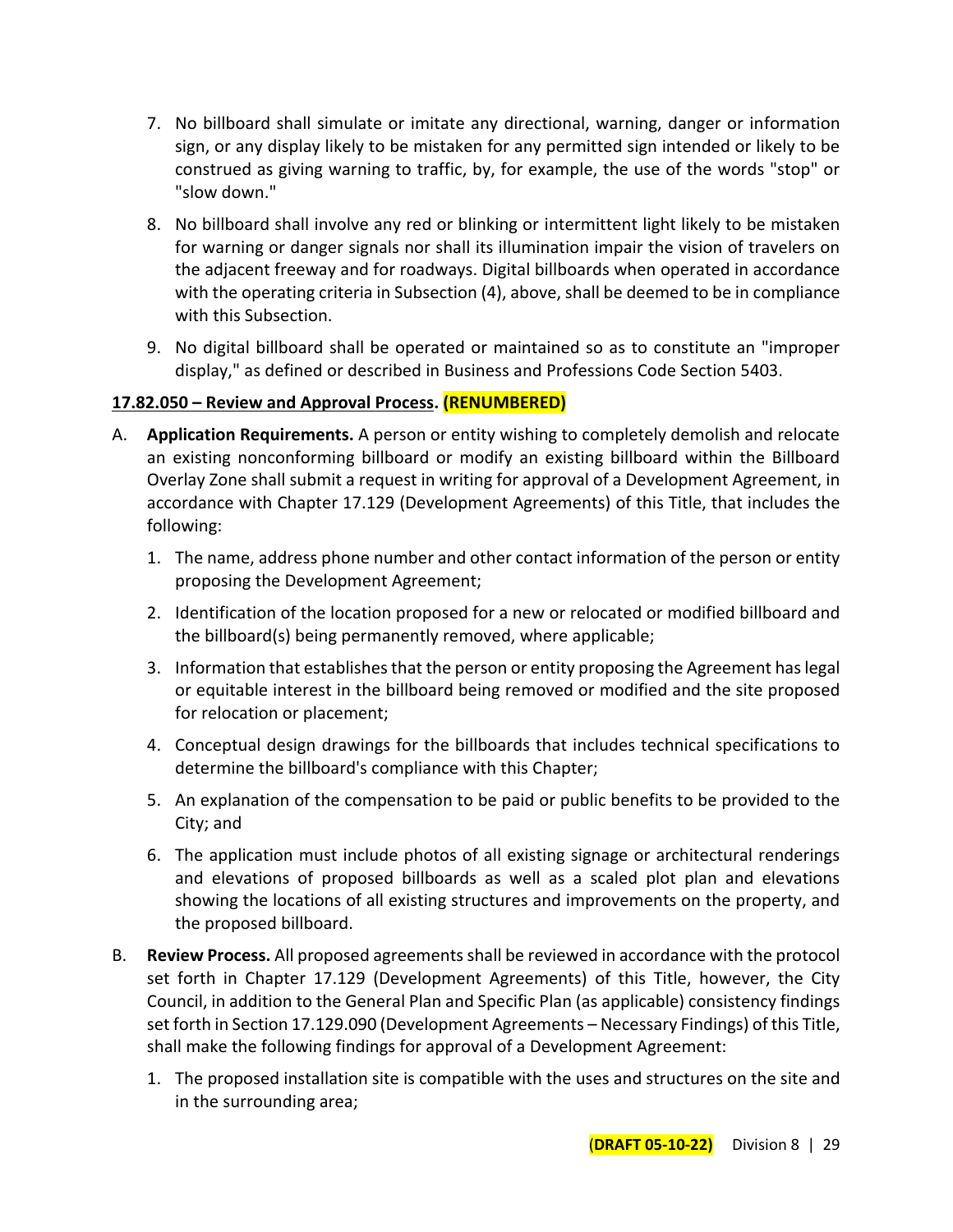7. No billboard shall simulate or imitate any directional, warning, danger or information sign, or any display likely to be mistaken for any permitted sign intended or likely to be construed as giving warning to traffic, by, for example, the use of the words "stop" or "slow down."

8. No billboard shall involve any red or blinking or intermittent light likely to be mistaken for warning or danger signals nor shall its illumination impair the vision of travelers on the adjacent freeway and for roadways. Digital billboards when operated in accordance with the operating criteria in Subsection (4), above, shall be deemed to be in compliance with this Subsection.

9. No digital billboard shall be operated or maintained so as to constitute an "improper display," as defined or described in Business and Professions Code Section 5403.

**17.82.050 – Review and Approval Process. (RENUMBERED)**

A. **Application Requirements.** A person or entity wishing to completely demolish and relocate an existing nonconforming billboard or modify an existing billboard within the Billboard Overlay Zone shall submit a request in writing for approval of a Development Agreement, in accordance with Chapter 17.129 (Development Agreements) of this Title, that includes the following:

   1. The name, address phone number and other contact information of the person or entity proposing the Development Agreement;

   2. Identification of the location proposed for a new or relocated or modified billboard and the billboard(s) being permanently removed, where applicable;

   3. Information that establishes that the person or entity proposing the Agreement has legal or equitable interest in the billboard being removed or modified and the site proposed for relocation or placement;

   4. Conceptual design drawings for the billboards that includes technical specifications to determine the billboard's compliance with this Chapter;

   5. An explanation of the compensation to be paid or public benefits to be provided to the City; and

   6. The application must include photos of all existing signage or architectural renderings and elevations of proposed billboards as well as a scaled plot plan and elevations showing the locations of all existing structures and improvements on the property, and the proposed billboard.

B. **Review Process.** All proposed agreements shall be reviewed in accordance with the protocol set forth in Chapter 17.129 (Development Agreements) of this Title, however, the City Council, in addition to the General Plan and Specific Plan (as applicable) consistency findings set forth in Section 17.129.090 (Development Agreements – Necessary Findings) of this Title, shall make the following findings for approval of a Development Agreement:

   1. The proposed installation site is compatible with the uses and structures on the site and in the surrounding area;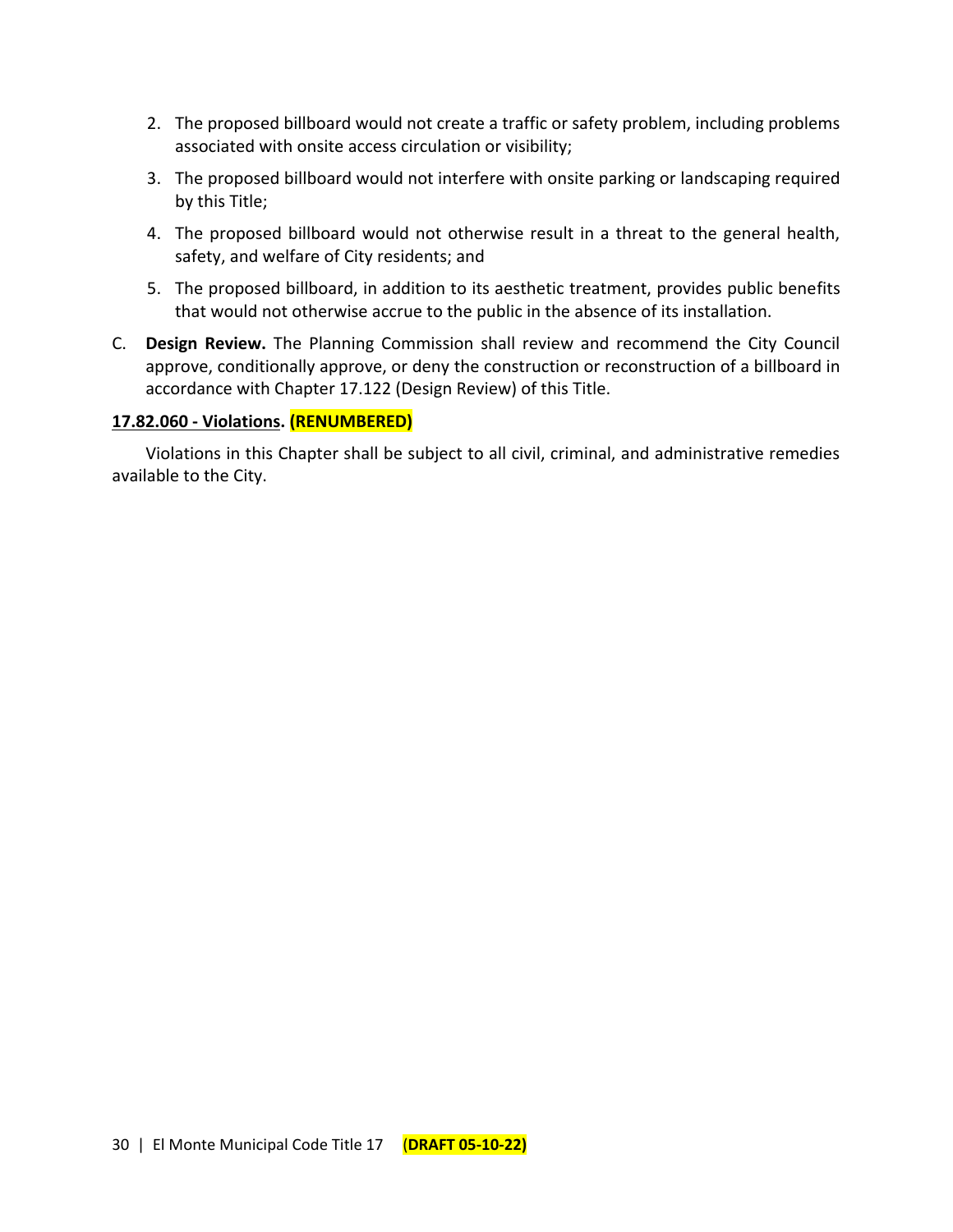2. The proposed billboard would not create a traffic or safety problem, including problems associated with onsite access circulation or visibility;
3. The proposed billboard would not interfere with onsite parking or landscaping required by this Title;
4. The proposed billboard would not otherwise result in a threat to the general health, safety, and welfare of City residents; and
5. The proposed billboard, in addition to its aesthetic treatment, provides public benefits that would not otherwise accrue to the public in the absence of its installation.

C. **Design Review.** The Planning Commission shall review and recommend the City Council approve, conditionally approve, or deny the construction or reconstruction of a billboard in accordance with Chapter 17.122 (Design Review) of this Title.

**17.82.060 - Violations. (RENUMBERED)**

Violations in this Chapter shall be subject to all civil, criminal, and administrative remedies available to the City.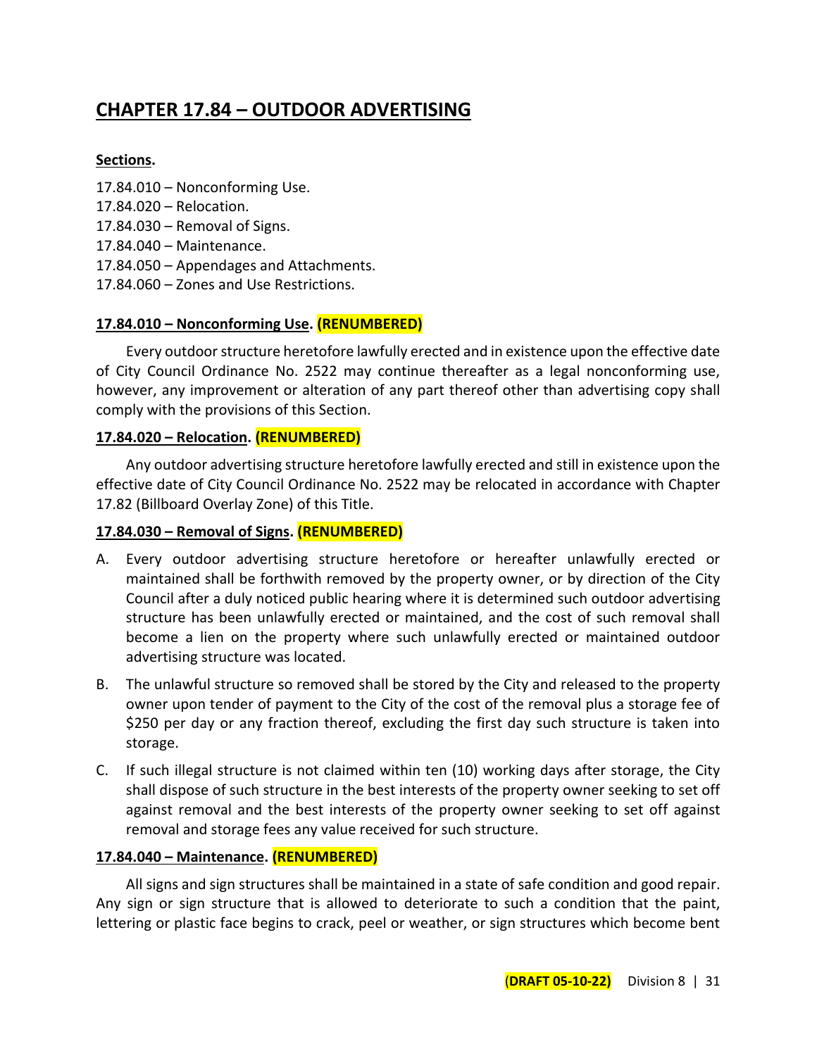# CHAPTER 17.84 – OUTDOOR ADVERTISING

**Sections.**

17.84.010 – Nonconforming Use.
17.84.020 – Relocation.
17.84.030 – Removal of Signs.
17.84.040 – Maintenance.
17.84.050 – Appendages and Attachments.
17.84.060 – Zones and Use Restrictions.

### 17.84.010 – Nonconforming Use. (RENUMBERED)

Every outdoor structure heretofore lawfully erected and in existence upon the effective date of City Council Ordinance No. 2522 may continue thereafter as a legal nonconforming use, however, any improvement or alteration of any part thereof other than advertising copy shall comply with the provisions of this Section.

### 17.84.020 – Relocation. (RENUMBERED)

Any outdoor advertising structure heretofore lawfully erected and still in existence upon the effective date of City Council Ordinance No. 2522 may be relocated in accordance with Chapter 17.82 (Billboard Overlay Zone) of this Title.

### 17.84.030 – Removal of Signs. (RENUMBERED)

A. Every outdoor advertising structure heretofore or hereafter unlawfully erected or maintained shall be forthwith removed by the property owner, or by direction of the City Council after a duly noticed public hearing where it is determined such outdoor advertising structure has been unlawfully erected or maintained, and the cost of such removal shall become a lien on the property where such unlawfully erected or maintained outdoor advertising structure was located.

B. The unlawful structure so removed shall be stored by the City and released to the property owner upon tender of payment to the City of the cost of the removal plus a storage fee of $250 per day or any fraction thereof, excluding the first day such structure is taken into storage.

C. If such illegal structure is not claimed within ten (10) working days after storage, the City shall dispose of such structure in the best interests of the property owner seeking to set off against removal and the best interests of the property owner seeking to set off against removal and storage fees any value received for such structure.

### 17.84.040 – Maintenance. (RENUMBERED)

All signs and sign structures shall be maintained in a state of safe condition and good repair. Any sign or sign structure that is allowed to deteriorate to such a condition that the paint, lettering or plastic face begins to crack, peel or weather, or sign structures which become bent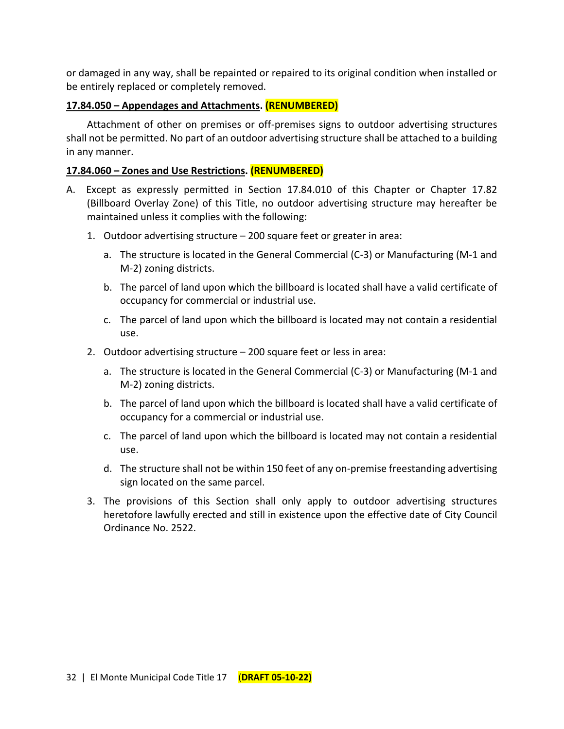or damaged in any way, shall be repainted or repaired to its original condition when installed or be entirely replaced or completely removed.

**17.84.050 – Appendages and Attachments. (RENUMBERED)**

Attachment of other on premises or off-premises signs to outdoor advertising structures shall not be permitted. No part of an outdoor advertising structure shall be attached to a building in any manner.

**17.84.060 – Zones and Use Restrictions. (RENUMBERED)**

A. Except as expressly permitted in Section 17.84.010 of this Chapter or Chapter 17.82 (Billboard Overlay Zone) of this Title, no outdoor advertising structure may hereafter be maintained unless it complies with the following:

   1. Outdoor advertising structure – 200 square feet or greater in area:

      a. The structure is located in the General Commercial (C-3) or Manufacturing (M-1 and M-2) zoning districts.

      b. The parcel of land upon which the billboard is located shall have a valid certificate of occupancy for commercial or industrial use.

      c. The parcel of land upon which the billboard is located may not contain a residential use.

   2. Outdoor advertising structure – 200 square feet or less in area:

      a. The structure is located in the General Commercial (C-3) or Manufacturing (M-1 and M-2) zoning districts.

      b. The parcel of land upon which the billboard is located shall have a valid certificate of occupancy for a commercial or industrial use.

      c. The parcel of land upon which the billboard is located may not contain a residential use.

      d. The structure shall not be within 150 feet of any on-premise freestanding advertising sign located on the same parcel.

   3. The provisions of this Section shall only apply to outdoor advertising structures heretofore lawfully erected and still in existence upon the effective date of City Council Ordinance No. 2522.